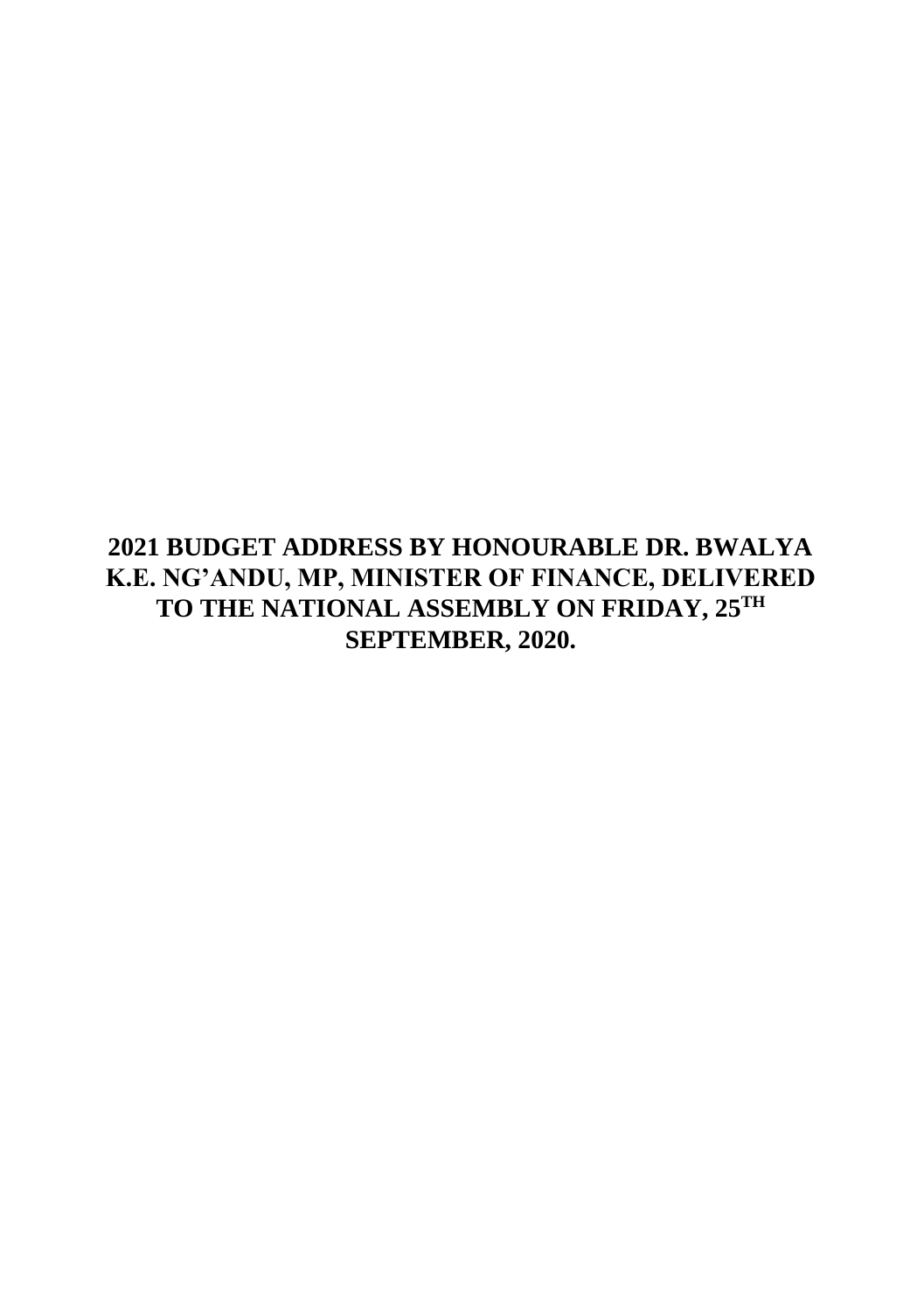# 2021 BUDGET ADDRESS BY HONOURABLE DR. BWALYA K.E. NG'ANDU, MP, MINISTER OF FINANCE, DELIVERED TO THE NATIONAL ASSEMBLY ON FRIDAY, 25TH SEPTEMBER, 2020.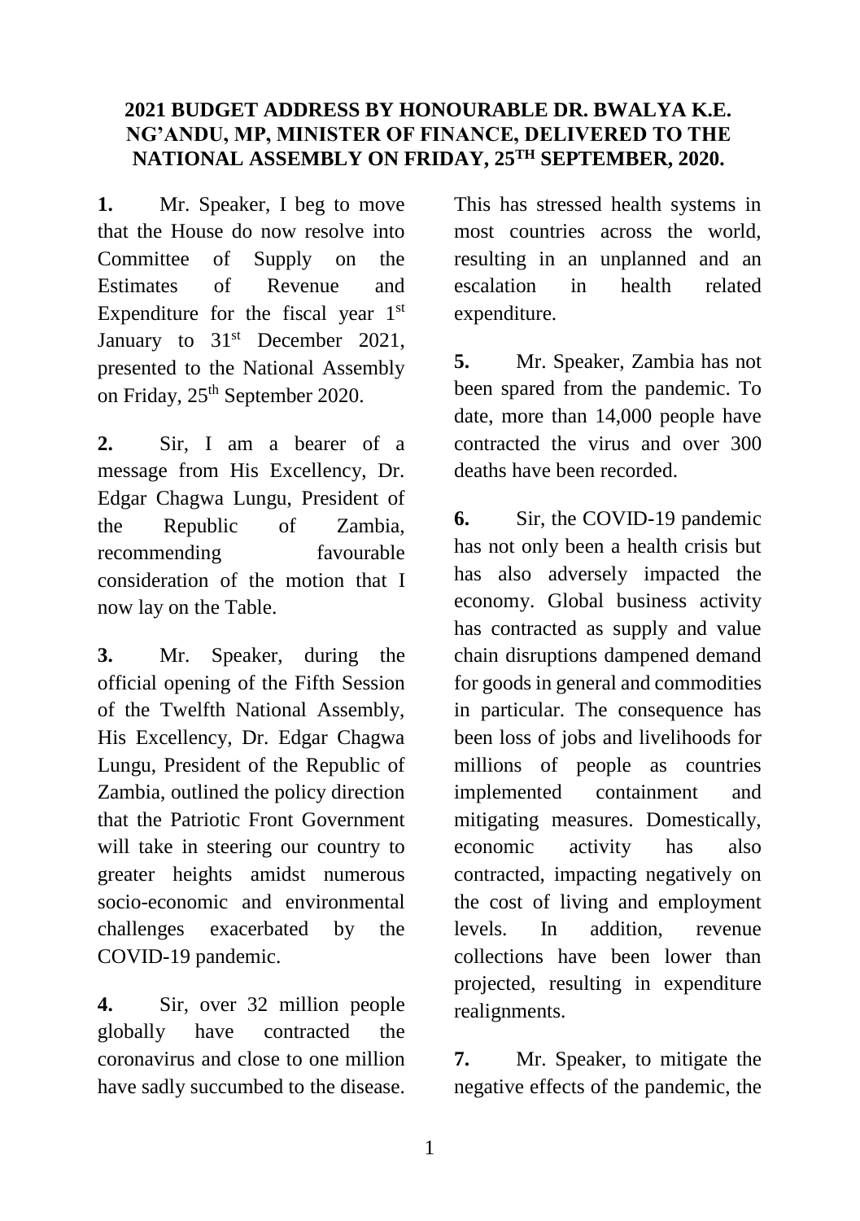# 2021 BUDGET ADDRESS BY HONOURABLE DR. BWALYA K.E. NG'ANDU, MP, MINISTER OF FINANCE, DELIVERED TO THE NATIONAL ASSEMBLY ON FRIDAY, 25TH SEPTEMBER, 2020.

**1.** Mr. Speaker, I beg to move that the House do now resolve into Committee of Supply on the Estimates of Revenue and Expenditure for the fiscal year 1st January to 31st December 2021, presented to the National Assembly on Friday, 25th September 2020.

**2.** Sir, I am a bearer of a message from His Excellency, Dr. Edgar Chagwa Lungu, President of the Republic of Zambia, recommending favourable consideration of the motion that I now lay on the Table.

**3.** Mr. Speaker, during the official opening of the Fifth Session of the Twelfth National Assembly, His Excellency, Dr. Edgar Chagwa Lungu, President of the Republic of Zambia, outlined the policy direction that the Patriotic Front Government will take in steering our country to greater heights amidst numerous socio-economic and environmental challenges exacerbated by the COVID-19 pandemic.

**4.** Sir, over 32 million people globally have contracted the coronavirus and close to one million have sadly succumbed to the disease. This has stressed health systems in most countries across the world, resulting in an unplanned and an escalation in health related expenditure.

**5.** Mr. Speaker, Zambia has not been spared from the pandemic. To date, more than 14,000 people have contracted the virus and over 300 deaths have been recorded.

**6.** Sir, the COVID-19 pandemic has not only been a health crisis but has also adversely impacted the economy. Global business activity has contracted as supply and value chain disruptions dampened demand for goods in general and commodities in particular. The consequence has been loss of jobs and livelihoods for millions of people as countries implemented containment and mitigating measures. Domestically, economic activity has also contracted, impacting negatively on the cost of living and employment levels. In addition, revenue collections have been lower than projected, resulting in expenditure realignments.

**7.** Mr. Speaker, to mitigate the negative effects of the pandemic, the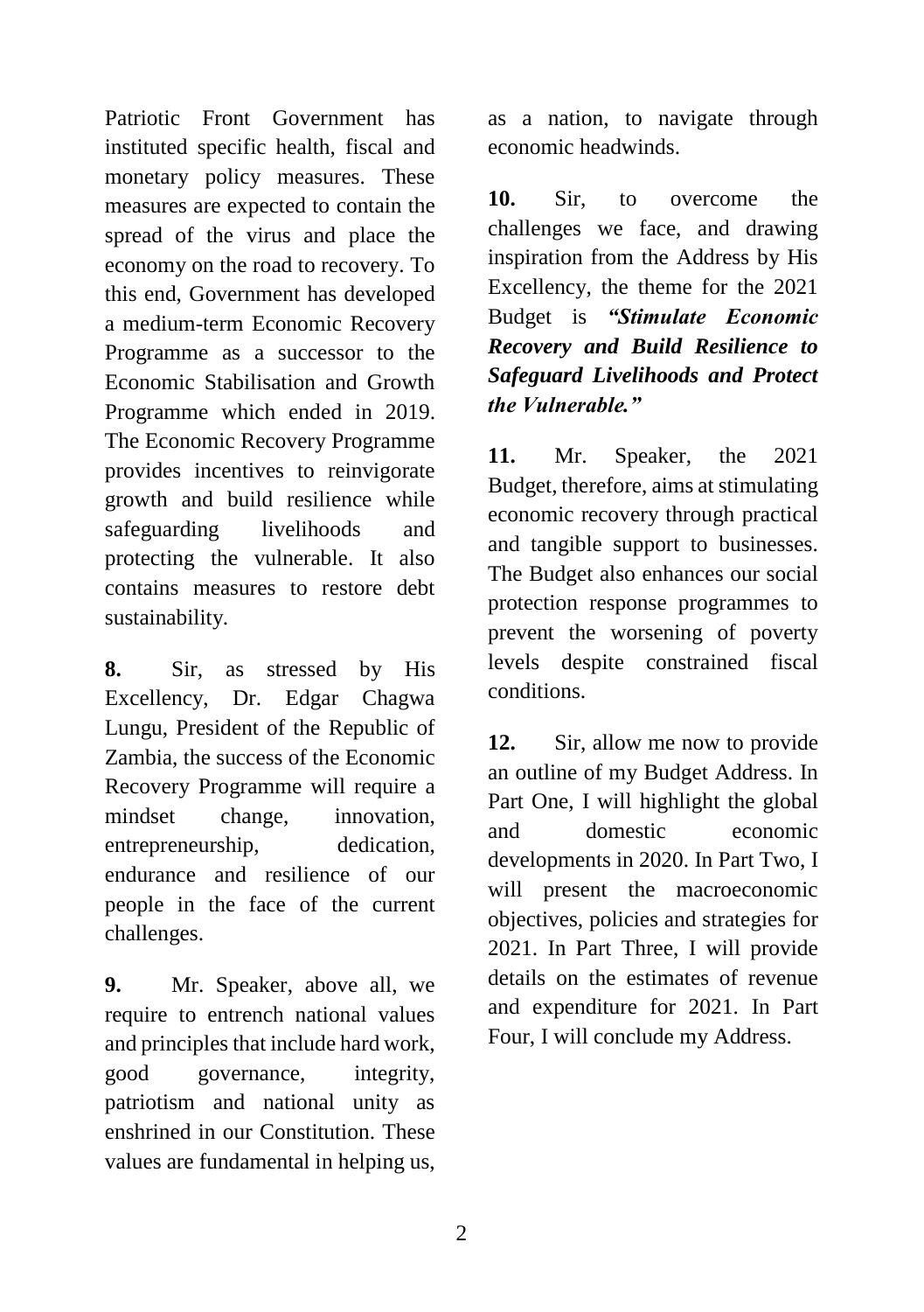Patriotic Front Government has instituted specific health, fiscal and monetary policy measures. These measures are expected to contain the spread of the virus and place the economy on the road to recovery. To this end, Government has developed a medium-term Economic Recovery Programme as a successor to the Economic Stabilisation and Growth Programme which ended in 2019. The Economic Recovery Programme provides incentives to reinvigorate growth and build resilience while safeguarding livelihoods and protecting the vulnerable. It also contains measures to restore debt sustainability.

**8.** Sir, as stressed by His Excellency, Dr. Edgar Chagwa Lungu, President of the Republic of Zambia, the success of the Economic Recovery Programme will require a mindset change, innovation, entrepreneurship, dedication, endurance and resilience of our people in the face of the current challenges.

**9.** Mr. Speaker, above all, we require to entrench national values and principles that include hard work, good governance, integrity, patriotism and national unity as enshrined in our Constitution. These values are fundamental in helping us, as a nation, to navigate through economic headwinds.

**10.** Sir, to overcome the challenges we face, and drawing inspiration from the Address by His Excellency, the theme for the 2021 Budget is ***"Stimulate Economic Recovery and Build Resilience to Safeguard Livelihoods and Protect the Vulnerable."***

**11.** Mr. Speaker, the 2021 Budget, therefore, aims at stimulating economic recovery through practical and tangible support to businesses. The Budget also enhances our social protection response programmes to prevent the worsening of poverty levels despite constrained fiscal conditions.

**12.** Sir, allow me now to provide an outline of my Budget Address. In Part One, I will highlight the global and domestic economic developments in 2020. In Part Two, I will present the macroeconomic objectives, policies and strategies for 2021. In Part Three, I will provide details on the estimates of revenue and expenditure for 2021. In Part Four, I will conclude my Address.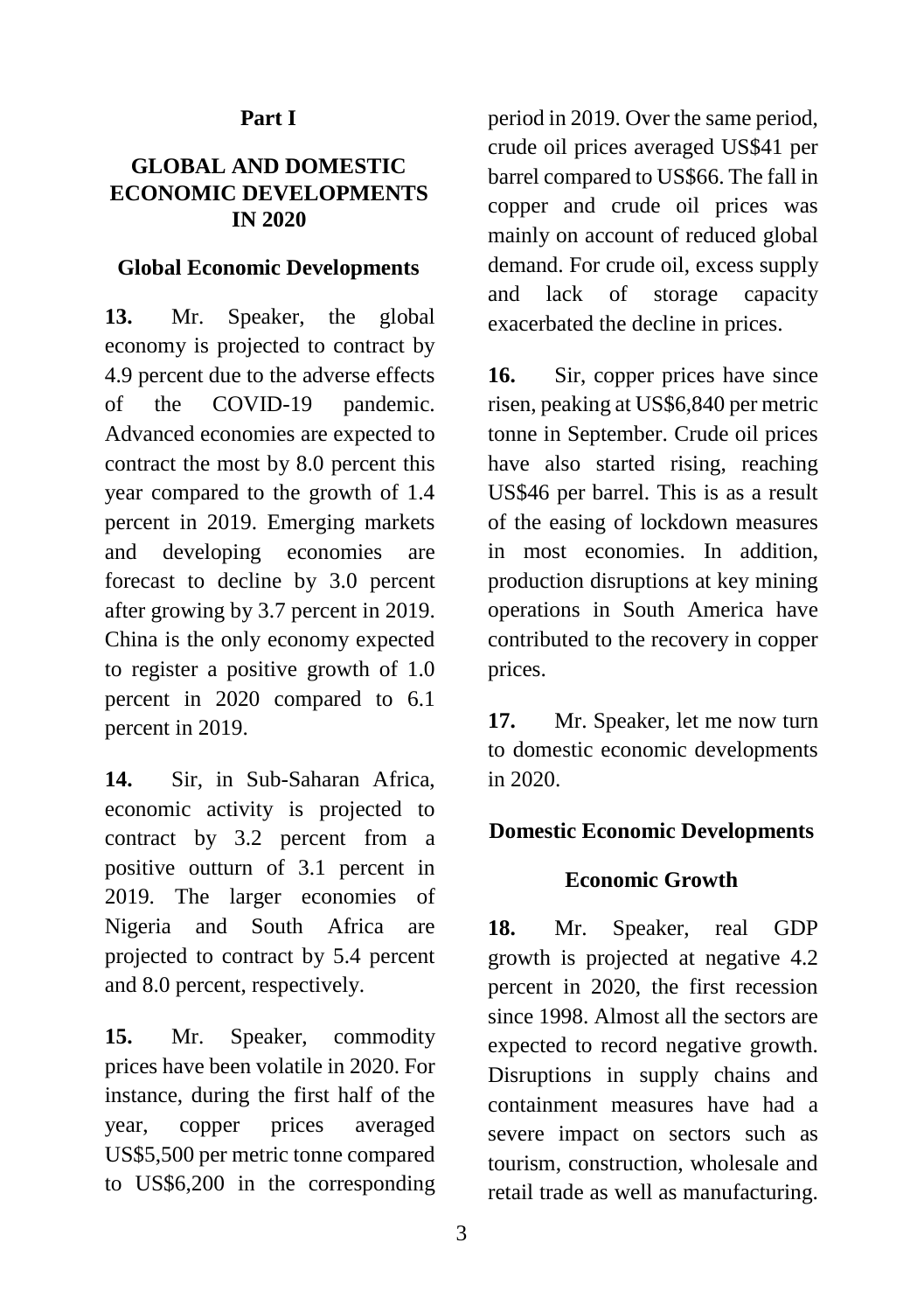# Part I

# GLOBAL AND DOMESTIC ECONOMIC DEVELOPMENTS IN 2020

## Global Economic Developments

**13.** Mr. Speaker, the global economy is projected to contract by 4.9 percent due to the adverse effects of the COVID-19 pandemic. Advanced economies are expected to contract the most by 8.0 percent this year compared to the growth of 1.4 percent in 2019. Emerging markets and developing economies are forecast to decline by 3.0 percent after growing by 3.7 percent in 2019. China is the only economy expected to register a positive growth of 1.0 percent in 2020 compared to 6.1 percent in 2019.

**14.** Sir, in Sub-Saharan Africa, economic activity is projected to contract by 3.2 percent from a positive outturn of 3.1 percent in 2019. The larger economies of Nigeria and South Africa are projected to contract by 5.4 percent and 8.0 percent, respectively.

**15.** Mr. Speaker, commodity prices have been volatile in 2020. For instance, during the first half of the year, copper prices averaged US$5,500 per metric tonne compared to US$6,200 in the corresponding period in 2019. Over the same period, crude oil prices averaged US$41 per barrel compared to US$66. The fall in copper and crude oil prices was mainly on account of reduced global demand. For crude oil, excess supply and lack of storage capacity exacerbated the decline in prices.

**16.** Sir, copper prices have since risen, peaking at US$6,840 per metric tonne in September. Crude oil prices have also started rising, reaching US$46 per barrel. This is as a result of the easing of lockdown measures in most economies. In addition, production disruptions at key mining operations in South America have contributed to the recovery in copper prices.

**17.** Mr. Speaker, let me now turn to domestic economic developments in 2020.

## Domestic Economic Developments

### Economic Growth

**18.** Mr. Speaker, real GDP growth is projected at negative 4.2 percent in 2020, the first recession since 1998. Almost all the sectors are expected to record negative growth. Disruptions in supply chains and containment measures have had a severe impact on sectors such as tourism, construction, wholesale and retail trade as well as manufacturing.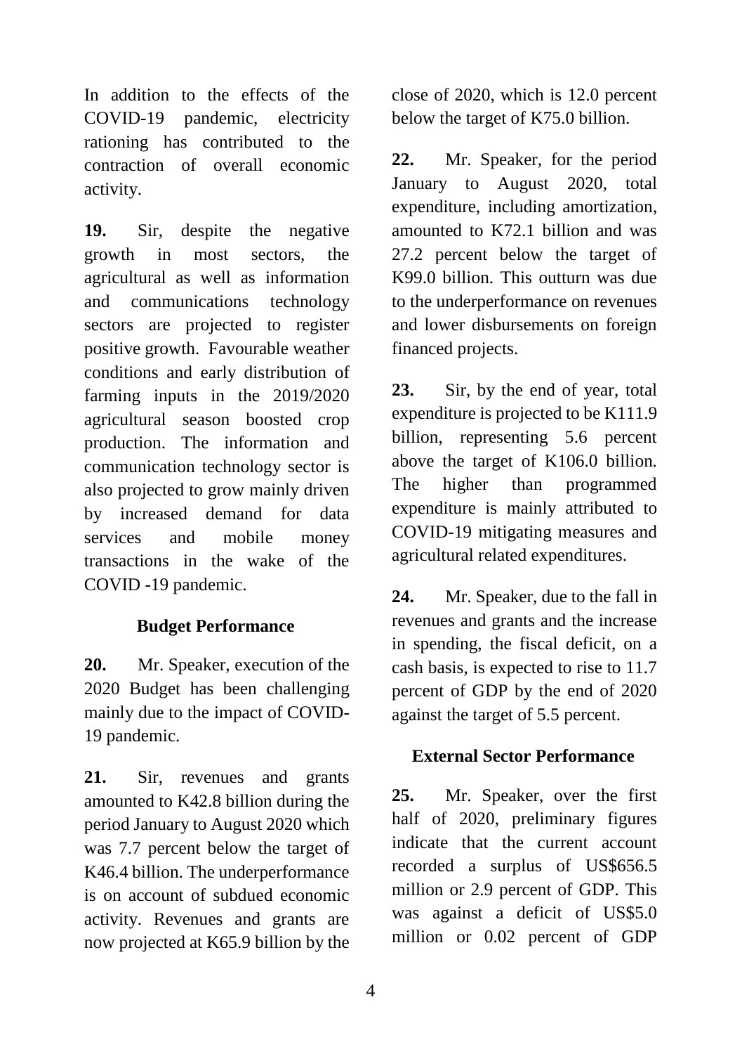In addition to the effects of the COVID-19 pandemic, electricity rationing has contributed to the contraction of overall economic activity.

**19.** Sir, despite the negative growth in most sectors, the agricultural as well as information and communications technology sectors are projected to register positive growth. Favourable weather conditions and early distribution of farming inputs in the 2019/2020 agricultural season boosted crop production. The information and communication technology sector is also projected to grow mainly driven by increased demand for data services and mobile money transactions in the wake of the COVID -19 pandemic.

### Budget Performance

**20.** Mr. Speaker, execution of the 2020 Budget has been challenging mainly due to the impact of COVID-19 pandemic.

**21.** Sir, revenues and grants amounted to K42.8 billion during the period January to August 2020 which was 7.7 percent below the target of K46.4 billion. The underperformance is on account of subdued economic activity. Revenues and grants are now projected at K65.9 billion by the close of 2020, which is 12.0 percent below the target of K75.0 billion.

**22.** Mr. Speaker, for the period January to August 2020, total expenditure, including amortization, amounted to K72.1 billion and was 27.2 percent below the target of K99.0 billion. This outturn was due to the underperformance on revenues and lower disbursements on foreign financed projects.

**23.** Sir, by the end of year, total expenditure is projected to be K111.9 billion, representing 5.6 percent above the target of K106.0 billion. The higher than programmed expenditure is mainly attributed to COVID-19 mitigating measures and agricultural related expenditures.

**24.** Mr. Speaker, due to the fall in revenues and grants and the increase in spending, the fiscal deficit, on a cash basis, is expected to rise to 11.7 percent of GDP by the end of 2020 against the target of 5.5 percent.

### External Sector Performance

**25.** Mr. Speaker, over the first half of 2020, preliminary figures indicate that the current account recorded a surplus of US$656.5 million or 2.9 percent of GDP. This was against a deficit of US$5.0 million or 0.02 percent of GDP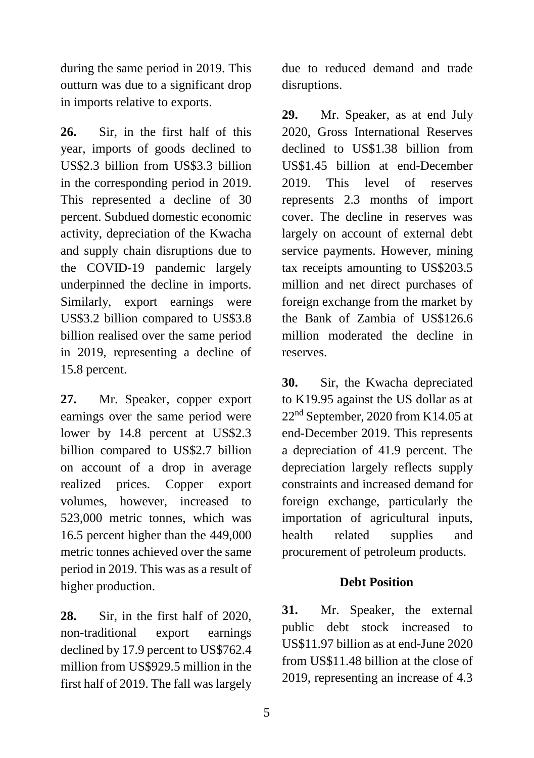during the same period in 2019. This outturn was due to a significant drop in imports relative to exports.

**26.** Sir, in the first half of this year, imports of goods declined to US$2.3 billion from US$3.3 billion in the corresponding period in 2019. This represented a decline of 30 percent. Subdued domestic economic activity, depreciation of the Kwacha and supply chain disruptions due to the COVID-19 pandemic largely underpinned the decline in imports. Similarly, export earnings were US$3.2 billion compared to US$3.8 billion realised over the same period in 2019, representing a decline of 15.8 percent.

**27.** Mr. Speaker, copper export earnings over the same period were lower by 14.8 percent at US$2.3 billion compared to US$2.7 billion on account of a drop in average realized prices. Copper export volumes, however, increased to 523,000 metric tonnes, which was 16.5 percent higher than the 449,000 metric tonnes achieved over the same period in 2019. This was as a result of higher production.

**28.** Sir, in the first half of 2020, non-traditional export earnings declined by 17.9 percent to US$762.4 million from US$929.5 million in the first half of 2019. The fall was largely due to reduced demand and trade disruptions.

**29.** Mr. Speaker, as at end July 2020, Gross International Reserves declined to US$1.38 billion from US$1.45 billion at end-December 2019. This level of reserves represents 2.3 months of import cover. The decline in reserves was largely on account of external debt service payments. However, mining tax receipts amounting to US$203.5 million and net direct purchases of foreign exchange from the market by the Bank of Zambia of US$126.6 million moderated the decline in reserves.

**30.** Sir, the Kwacha depreciated to K19.95 against the US dollar as at 22nd September, 2020 from K14.05 at end-December 2019. This represents a depreciation of 41.9 percent. The depreciation largely reflects supply constraints and increased demand for foreign exchange, particularly the importation of agricultural inputs, health related supplies and procurement of petroleum products.

### Debt Position

**31.** Mr. Speaker, the external public debt stock increased to US$11.97 billion as at end-June 2020 from US$11.48 billion at the close of 2019, representing an increase of 4.3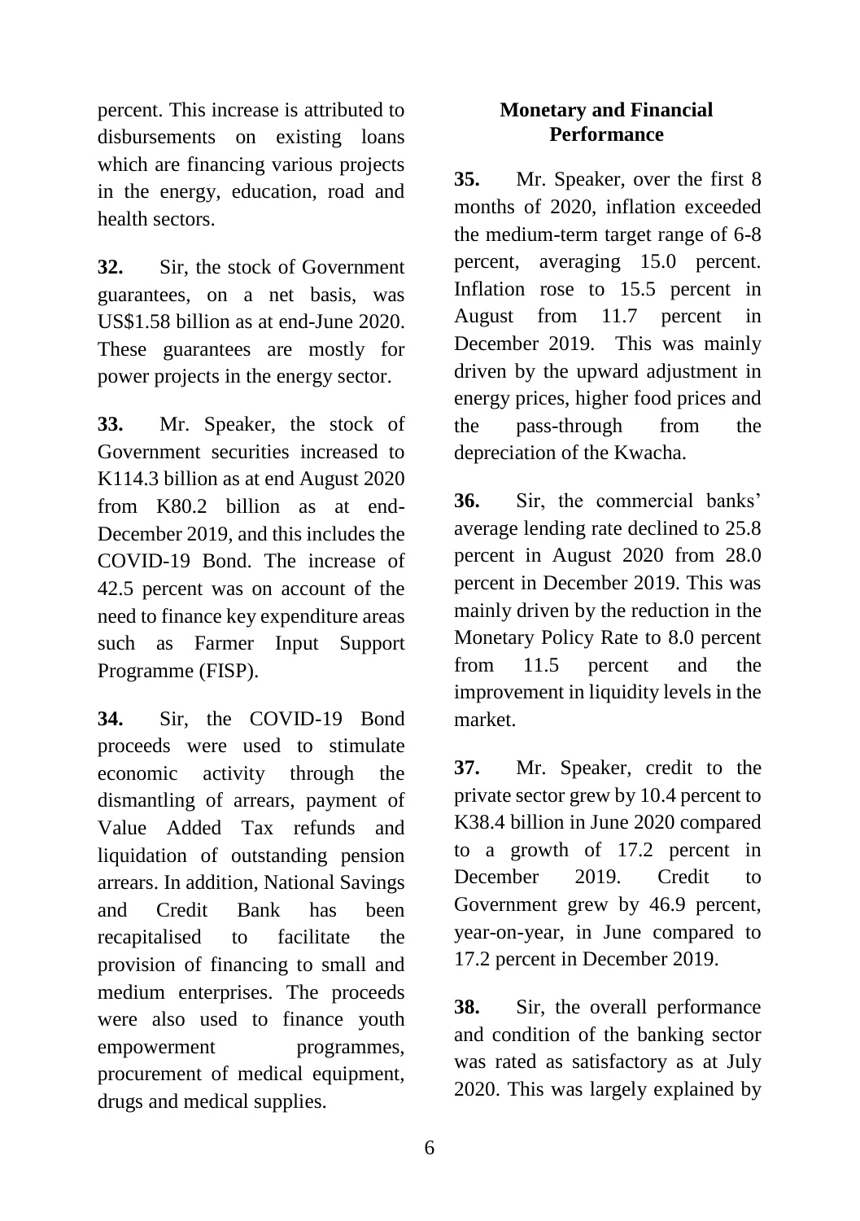percent. This increase is attributed to disbursements on existing loans which are financing various projects in the energy, education, road and health sectors.

**32.** Sir, the stock of Government guarantees, on a net basis, was US$1.58 billion as at end-June 2020. These guarantees are mostly for power projects in the energy sector.

**33.** Mr. Speaker, the stock of Government securities increased to K114.3 billion as at end August 2020 from K80.2 billion as at end-December 2019, and this includes the COVID-19 Bond. The increase of 42.5 percent was on account of the need to finance key expenditure areas such as Farmer Input Support Programme (FISP).

**34.** Sir, the COVID-19 Bond proceeds were used to stimulate economic activity through the dismantling of arrears, payment of Value Added Tax refunds and liquidation of outstanding pension arrears. In addition, National Savings and Credit Bank has been recapitalised to facilitate the provision of financing to small and medium enterprises. The proceeds were also used to finance youth empowerment programmes, procurement of medical equipment, drugs and medical supplies.

## Monetary and Financial Performance

**35.** Mr. Speaker, over the first 8 months of 2020, inflation exceeded the medium-term target range of 6-8 percent, averaging 15.0 percent. Inflation rose to 15.5 percent in August from 11.7 percent in December 2019. This was mainly driven by the upward adjustment in energy prices, higher food prices and the pass-through from the depreciation of the Kwacha.

**36.** Sir, the commercial banks' average lending rate declined to 25.8 percent in August 2020 from 28.0 percent in December 2019. This was mainly driven by the reduction in the Monetary Policy Rate to 8.0 percent from 11.5 percent and the improvement in liquidity levels in the market.

**37.** Mr. Speaker, credit to the private sector grew by 10.4 percent to K38.4 billion in June 2020 compared to a growth of 17.2 percent in December 2019. Credit to Government grew by 46.9 percent, year-on-year, in June compared to 17.2 percent in December 2019.

**38.** Sir, the overall performance and condition of the banking sector was rated as satisfactory as at July 2020. This was largely explained by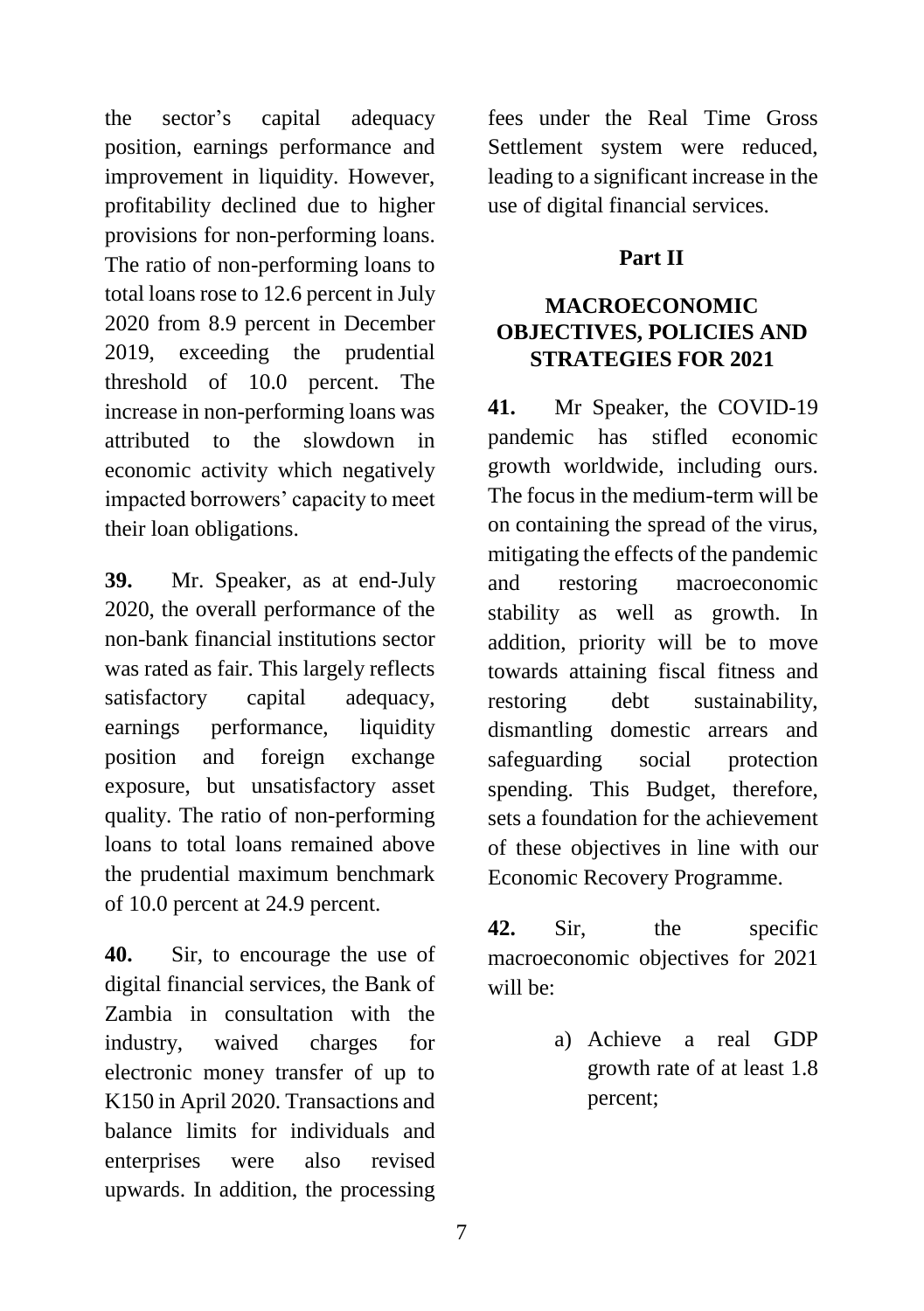the sector's capital adequacy position, earnings performance and improvement in liquidity. However, profitability declined due to higher provisions for non-performing loans. The ratio of non-performing loans to total loans rose to 12.6 percent in July 2020 from 8.9 percent in December 2019, exceeding the prudential threshold of 10.0 percent. The increase in non-performing loans was attributed to the slowdown in economic activity which negatively impacted borrowers' capacity to meet their loan obligations.

**39.** Mr. Speaker, as at end-July 2020, the overall performance of the non-bank financial institutions sector was rated as fair. This largely reflects satisfactory capital adequacy, earnings performance, liquidity position and foreign exchange exposure, but unsatisfactory asset quality. The ratio of non-performing loans to total loans remained above the prudential maximum benchmark of 10.0 percent at 24.9 percent.

**40.** Sir, to encourage the use of digital financial services, the Bank of Zambia in consultation with the industry, waived charges for electronic money transfer of up to K150 in April 2020. Transactions and balance limits for individuals and enterprises were also revised upwards. In addition, the processing fees under the Real Time Gross Settlement system were reduced, leading to a significant increase in the use of digital financial services.

## Part II

## MACROECONOMIC OBJECTIVES, POLICIES AND STRATEGIES FOR 2021

**41.** Mr Speaker, the COVID-19 pandemic has stifled economic growth worldwide, including ours. The focus in the medium-term will be on containing the spread of the virus, mitigating the effects of the pandemic and restoring macroeconomic stability as well as growth. In addition, priority will be to move towards attaining fiscal fitness and restoring debt sustainability, dismantling domestic arrears and safeguarding social protection spending. This Budget, therefore, sets a foundation for the achievement of these objectives in line with our Economic Recovery Programme.

**42.** Sir, the specific macroeconomic objectives for 2021 will be:

a) Achieve a real GDP growth rate of at least 1.8 percent;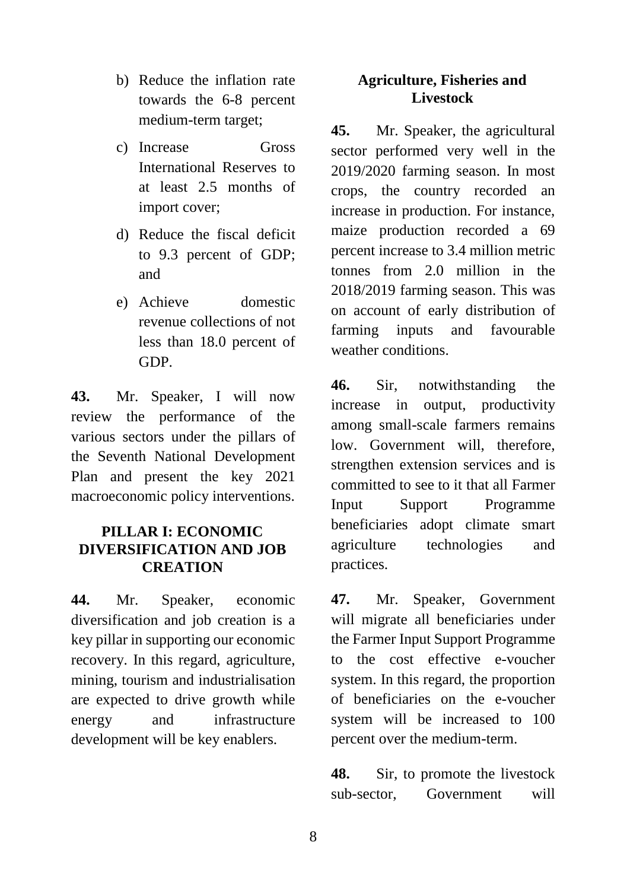b) Reduce the inflation rate towards the 6-8 percent medium-term target;

c) Increase Gross International Reserves to at least 2.5 months of import cover;

d) Reduce the fiscal deficit to 9.3 percent of GDP; and

e) Achieve domestic revenue collections of not less than 18.0 percent of GDP.

**43.** Mr. Speaker, I will now review the performance of the various sectors under the pillars of the Seventh National Development Plan and present the key 2021 macroeconomic policy interventions.

## PILLAR I: ECONOMIC DIVERSIFICATION AND JOB CREATION

**44.** Mr. Speaker, economic diversification and job creation is a key pillar in supporting our economic recovery. In this regard, agriculture, mining, tourism and industrialisation are expected to drive growth while energy and infrastructure development will be key enablers.

### Agriculture, Fisheries and Livestock

**45.** Mr. Speaker, the agricultural sector performed very well in the 2019/2020 farming season. In most crops, the country recorded an increase in production. For instance, maize production recorded a 69 percent increase to 3.4 million metric tonnes from 2.0 million in the 2018/2019 farming season. This was on account of early distribution of farming inputs and favourable weather conditions.

**46.** Sir, notwithstanding the increase in output, productivity among small-scale farmers remains low. Government will, therefore, strengthen extension services and is committed to see to it that all Farmer Input Support Programme beneficiaries adopt climate smart agriculture technologies and practices.

**47.** Mr. Speaker, Government will migrate all beneficiaries under the Farmer Input Support Programme to the cost effective e-voucher system. In this regard, the proportion of beneficiaries on the e-voucher system will be increased to 100 percent over the medium-term.

**48.** Sir, to promote the livestock sub-sector, Government will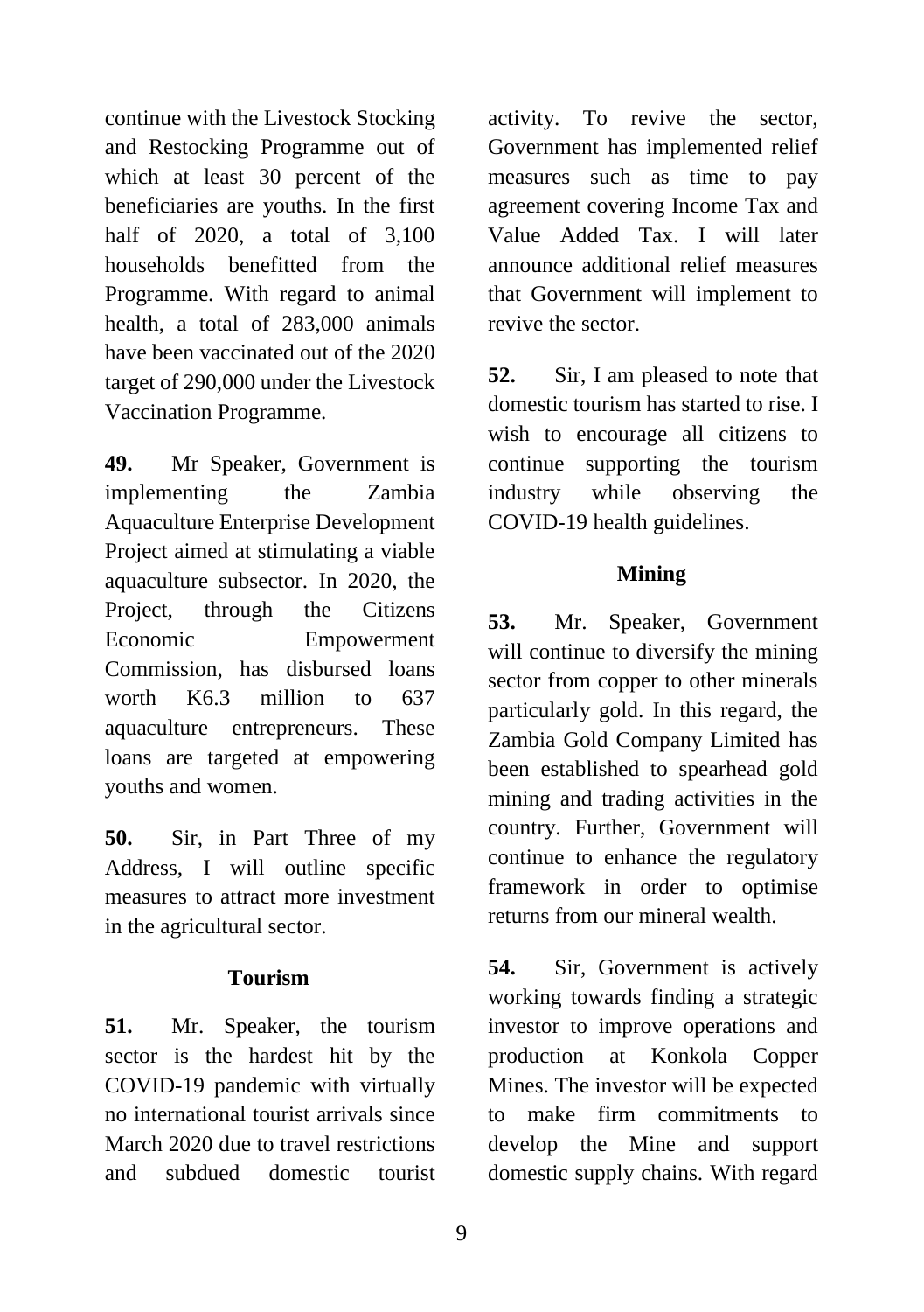continue with the Livestock Stocking and Restocking Programme out of which at least 30 percent of the beneficiaries are youths. In the first half of 2020, a total of 3,100 households benefitted from the Programme. With regard to animal health, a total of 283,000 animals have been vaccinated out of the 2020 target of 290,000 under the Livestock Vaccination Programme.

**49.** Mr Speaker, Government is implementing the Zambia Aquaculture Enterprise Development Project aimed at stimulating a viable aquaculture subsector. In 2020, the Project, through the Citizens Economic Empowerment Commission, has disbursed loans worth K6.3 million to 637 aquaculture entrepreneurs. These loans are targeted at empowering youths and women.

**50.** Sir, in Part Three of my Address, I will outline specific measures to attract more investment in the agricultural sector.

### Tourism

**51.** Mr. Speaker, the tourism sector is the hardest hit by the COVID-19 pandemic with virtually no international tourist arrivals since March 2020 due to travel restrictions and subdued domestic tourist activity. To revive the sector, Government has implemented relief measures such as time to pay agreement covering Income Tax and Value Added Tax. I will later announce additional relief measures that Government will implement to revive the sector.

**52.** Sir, I am pleased to note that domestic tourism has started to rise. I wish to encourage all citizens to continue supporting the tourism industry while observing the COVID-19 health guidelines.

### Mining

**53.** Mr. Speaker, Government will continue to diversify the mining sector from copper to other minerals particularly gold. In this regard, the Zambia Gold Company Limited has been established to spearhead gold mining and trading activities in the country. Further, Government will continue to enhance the regulatory framework in order to optimise returns from our mineral wealth.

**54.** Sir, Government is actively working towards finding a strategic investor to improve operations and production at Konkola Copper Mines. The investor will be expected to make firm commitments to develop the Mine and support domestic supply chains. With regard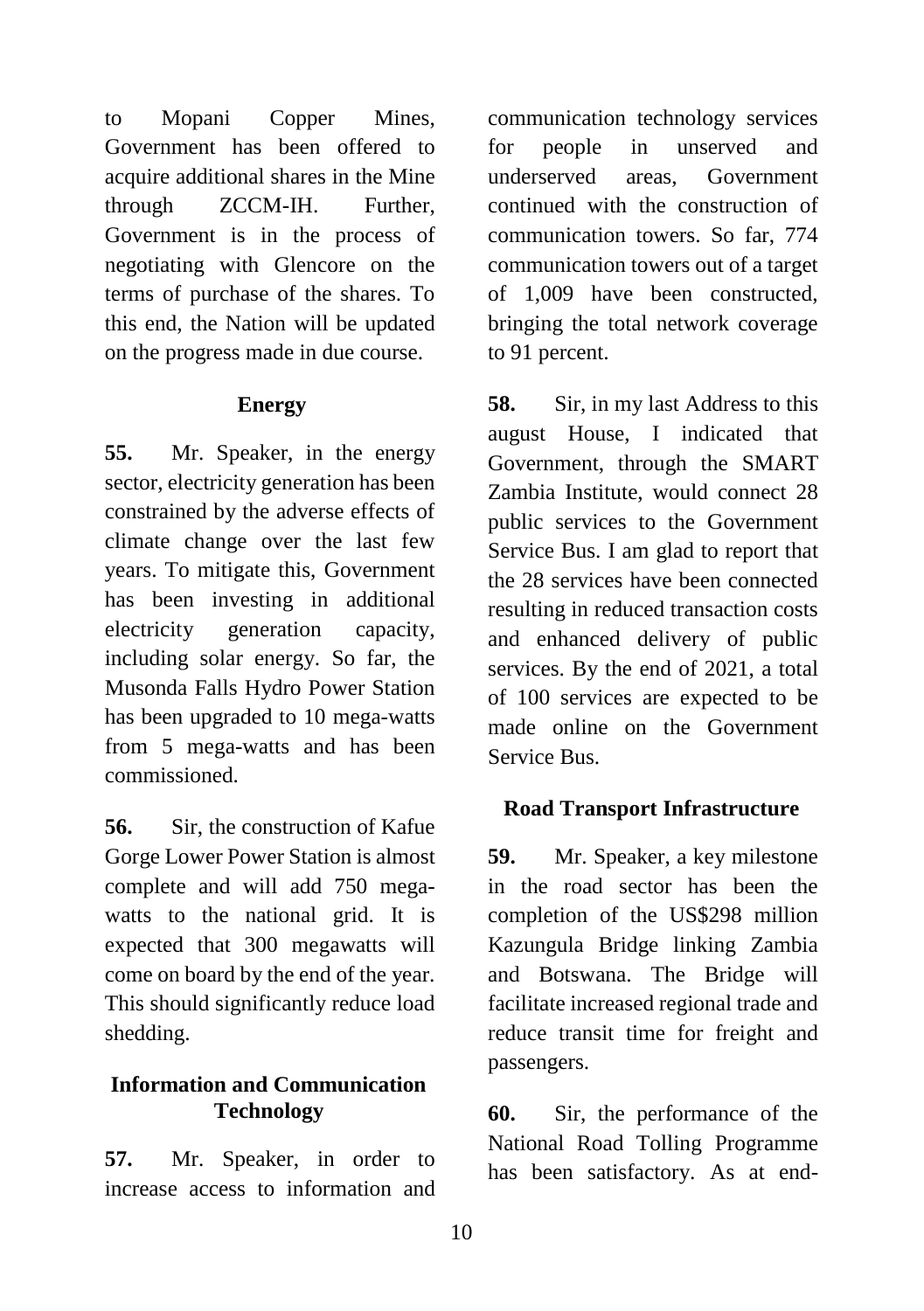to Mopani Copper Mines, Government has been offered to acquire additional shares in the Mine through ZCCM-IH. Further, Government is in the process of negotiating with Glencore on the terms of purchase of the shares. To this end, the Nation will be updated on the progress made in due course.

### Energy

**55.** Mr. Speaker, in the energy sector, electricity generation has been constrained by the adverse effects of climate change over the last few years. To mitigate this, Government has been investing in additional electricity generation capacity, including solar energy. So far, the Musonda Falls Hydro Power Station has been upgraded to 10 mega-watts from 5 mega-watts and has been commissioned.

**56.** Sir, the construction of Kafue Gorge Lower Power Station is almost complete and will add 750 mega-watts to the national grid. It is expected that 300 megawatts will come on board by the end of the year. This should significantly reduce load shedding.

### Information and Communication Technology

**57.** Mr. Speaker, in order to increase access to information and communication technology services for people in unserved and underserved areas, Government continued with the construction of communication towers. So far, 774 communication towers out of a target of 1,009 have been constructed, bringing the total network coverage to 91 percent.

**58.** Sir, in my last Address to this august House, I indicated that Government, through the SMART Zambia Institute, would connect 28 public services to the Government Service Bus. I am glad to report that the 28 services have been connected resulting in reduced transaction costs and enhanced delivery of public services. By the end of 2021, a total of 100 services are expected to be made online on the Government Service Bus.

### Road Transport Infrastructure

**59.** Mr. Speaker, a key milestone in the road sector has been the completion of the US$298 million Kazungula Bridge linking Zambia and Botswana. The Bridge will facilitate increased regional trade and reduce transit time for freight and passengers.

**60.** Sir, the performance of the National Road Tolling Programme has been satisfactory. As at end-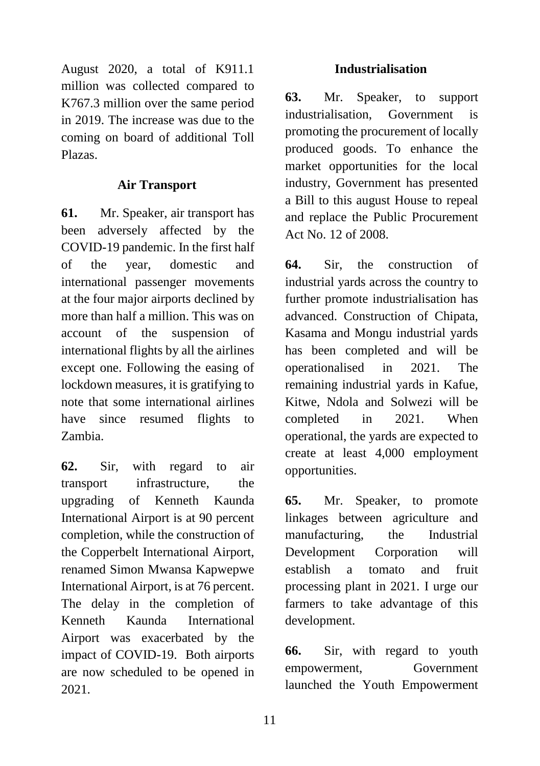August 2020, a total of K911.1 million was collected compared to K767.3 million over the same period in 2019. The increase was due to the coming on board of additional Toll Plazas.

## Air Transport

**61.** Mr. Speaker, air transport has been adversely affected by the COVID-19 pandemic. In the first half of the year, domestic and international passenger movements at the four major airports declined by more than half a million. This was on account of the suspension of international flights by all the airlines except one. Following the easing of lockdown measures, it is gratifying to note that some international airlines have since resumed flights to Zambia.

**62.** Sir, with regard to air transport infrastructure, the upgrading of Kenneth Kaunda International Airport is at 90 percent completion, while the construction of the Copperbelt International Airport, renamed Simon Mwansa Kapwepwe International Airport, is at 76 percent. The delay in the completion of Kenneth Kaunda International Airport was exacerbated by the impact of COVID-19. Both airports are now scheduled to be opened in 2021.

## Industrialisation

**63.** Mr. Speaker, to support industrialisation, Government is promoting the procurement of locally produced goods. To enhance the market opportunities for the local industry, Government has presented a Bill to this august House to repeal and replace the Public Procurement Act No. 12 of 2008.

**64.** Sir, the construction of industrial yards across the country to further promote industrialisation has advanced. Construction of Chipata, Kasama and Mongu industrial yards has been completed and will be operationalised in 2021. The remaining industrial yards in Kafue, Kitwe, Ndola and Solwezi will be completed in 2021. When operational, the yards are expected to create at least 4,000 employment opportunities.

**65.** Mr. Speaker, to promote linkages between agriculture and manufacturing, the Industrial Development Corporation will establish a tomato and fruit processing plant in 2021. I urge our farmers to take advantage of this development.

**66.** Sir, with regard to youth empowerment, Government launched the Youth Empowerment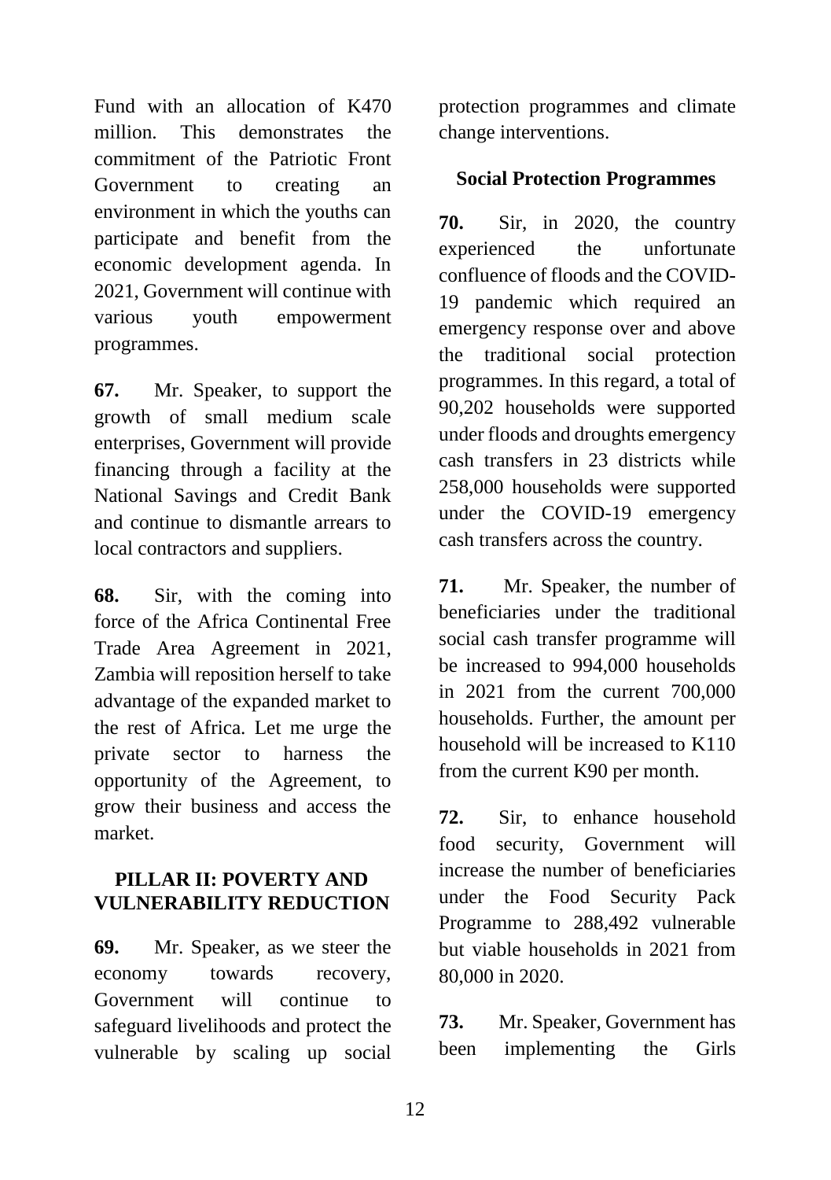Fund with an allocation of K470 million. This demonstrates the commitment of the Patriotic Front Government to creating an environment in which the youths can participate and benefit from the economic development agenda. In 2021, Government will continue with various youth empowerment programmes.

**67.** Mr. Speaker, to support the growth of small medium scale enterprises, Government will provide financing through a facility at the National Savings and Credit Bank and continue to dismantle arrears to local contractors and suppliers.

**68.** Sir, with the coming into force of the Africa Continental Free Trade Area Agreement in 2021, Zambia will reposition herself to take advantage of the expanded market to the rest of Africa. Let me urge the private sector to harness the opportunity of the Agreement, to grow their business and access the market.

## PILLAR II: POVERTY AND VULNERABILITY REDUCTION

**69.** Mr. Speaker, as we steer the economy towards recovery, Government will continue to safeguard livelihoods and protect the vulnerable by scaling up social protection programmes and climate change interventions.

### Social Protection Programmes

**70.** Sir, in 2020, the country experienced the unfortunate confluence of floods and the COVID-19 pandemic which required an emergency response over and above the traditional social protection programmes. In this regard, a total of 90,202 households were supported under floods and droughts emergency cash transfers in 23 districts while 258,000 households were supported under the COVID-19 emergency cash transfers across the country.

**71.** Mr. Speaker, the number of beneficiaries under the traditional social cash transfer programme will be increased to 994,000 households in 2021 from the current 700,000 households. Further, the amount per household will be increased to K110 from the current K90 per month.

**72.** Sir, to enhance household food security, Government will increase the number of beneficiaries under the Food Security Pack Programme to 288,492 vulnerable but viable households in 2021 from 80,000 in 2020.

**73.** Mr. Speaker, Government has been implementing the Girls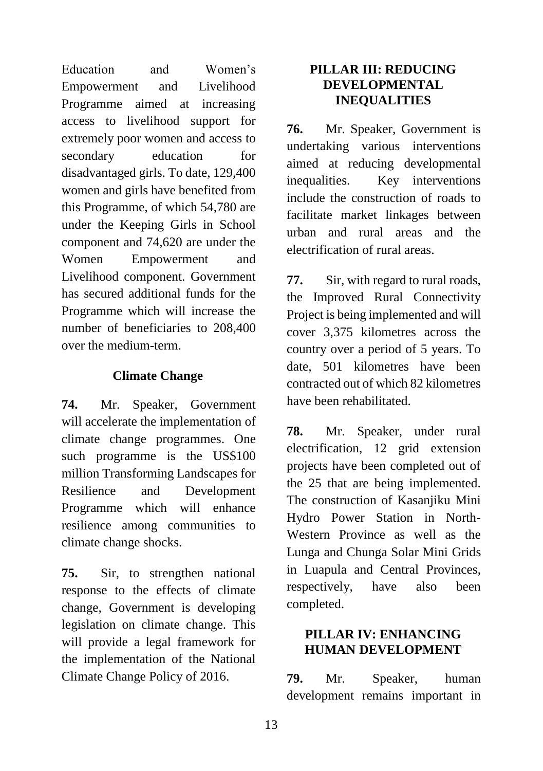Education and Women's Empowerment and Livelihood Programme aimed at increasing access to livelihood support for extremely poor women and access to secondary education for disadvantaged girls. To date, 129,400 women and girls have benefited from this Programme, of which 54,780 are under the Keeping Girls in School component and 74,620 are under the Women Empowerment and Livelihood component. Government has secured additional funds for the Programme which will increase the number of beneficiaries to 208,400 over the medium-term.

### Climate Change

**74.** Mr. Speaker, Government will accelerate the implementation of climate change programmes. One such programme is the US$100 million Transforming Landscapes for Resilience and Development Programme which will enhance resilience among communities to climate change shocks.

**75.** Sir, to strengthen national response to the effects of climate change, Government is developing legislation on climate change. This will provide a legal framework for the implementation of the National Climate Change Policy of 2016.

## PILLAR III: REDUCING DEVELOPMENTAL INEQUALITIES

**76.** Mr. Speaker, Government is undertaking various interventions aimed at reducing developmental inequalities. Key interventions include the construction of roads to facilitate market linkages between urban and rural areas and the electrification of rural areas.

**77.** Sir, with regard to rural roads, the Improved Rural Connectivity Project is being implemented and will cover 3,375 kilometres across the country over a period of 5 years. To date, 501 kilometres have been contracted out of which 82 kilometres have been rehabilitated.

**78.** Mr. Speaker, under rural electrification, 12 grid extension projects have been completed out of the 25 that are being implemented. The construction of Kasanjiku Mini Hydro Power Station in North-Western Province as well as the Lunga and Chunga Solar Mini Grids in Luapula and Central Provinces, respectively, have also been completed.

## PILLAR IV: ENHANCING HUMAN DEVELOPMENT

**79.** Mr. Speaker, human development remains important in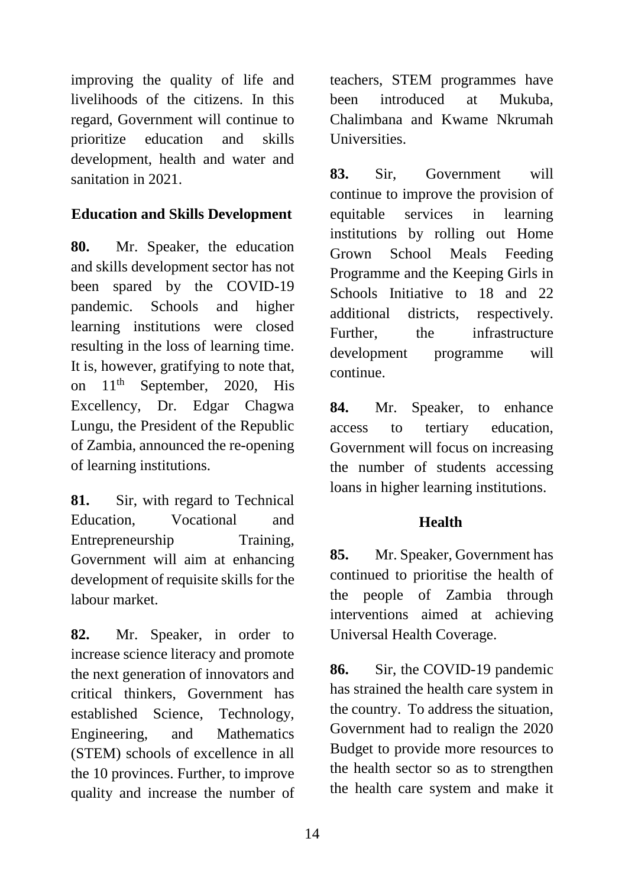improving the quality of life and livelihoods of the citizens. In this regard, Government will continue to prioritize education and skills development, health and water and sanitation in 2021.

## Education and Skills Development

**80.** Mr. Speaker, the education and skills development sector has not been spared by the COVID-19 pandemic. Schools and higher learning institutions were closed resulting in the loss of learning time. It is, however, gratifying to note that, on 11th September, 2020, His Excellency, Dr. Edgar Chagwa Lungu, the President of the Republic of Zambia, announced the re-opening of learning institutions.

**81.** Sir, with regard to Technical Education, Vocational and Entrepreneurship Training, Government will aim at enhancing development of requisite skills for the labour market.

**82.** Mr. Speaker, in order to increase science literacy and promote the next generation of innovators and critical thinkers, Government has established Science, Technology, Engineering, and Mathematics (STEM) schools of excellence in all the 10 provinces. Further, to improve quality and increase the number of teachers, STEM programmes have been introduced at Mukuba, Chalimbana and Kwame Nkrumah Universities.

**83.** Sir, Government will continue to improve the provision of equitable services in learning institutions by rolling out Home Grown School Meals Feeding Programme and the Keeping Girls in Schools Initiative to 18 and 22 additional districts, respectively. Further, the infrastructure development programme will continue.

**84.** Mr. Speaker, to enhance access to tertiary education, Government will focus on increasing the number of students accessing loans in higher learning institutions.

## Health

**85.** Mr. Speaker, Government has continued to prioritise the health of the people of Zambia through interventions aimed at achieving Universal Health Coverage.

**86.** Sir, the COVID-19 pandemic has strained the health care system in the country. To address the situation, Government had to realign the 2020 Budget to provide more resources to the health sector so as to strengthen the health care system and make it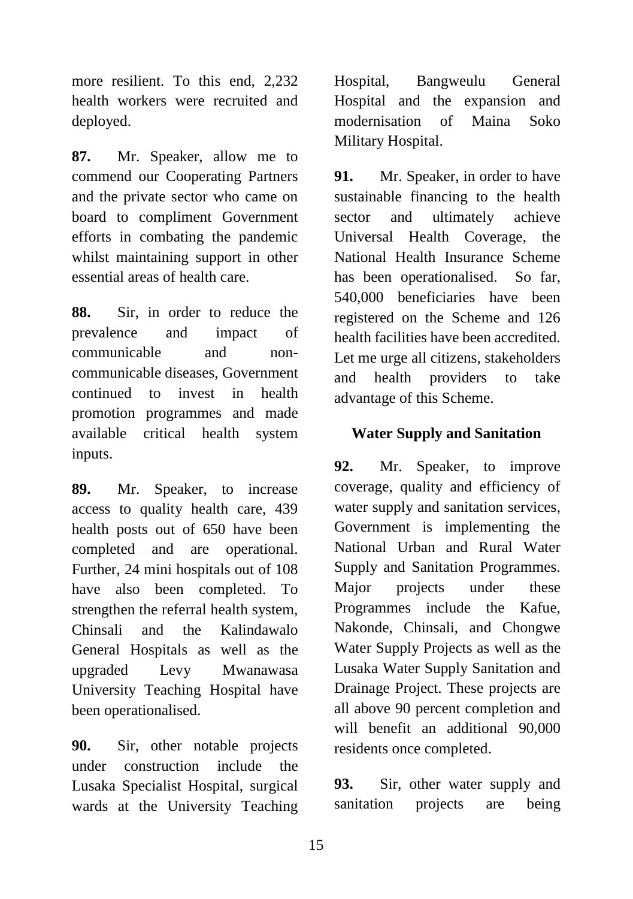more resilient. To this end, 2,232 health workers were recruited and deployed.

**87.** Mr. Speaker, allow me to commend our Cooperating Partners and the private sector who came on board to compliment Government efforts in combating the pandemic whilst maintaining support in other essential areas of health care.

**88.** Sir, in order to reduce the prevalence and impact of communicable and non-communicable diseases, Government continued to invest in health promotion programmes and made available critical health system inputs.

**89.** Mr. Speaker, to increase access to quality health care, 439 health posts out of 650 have been completed and are operational. Further, 24 mini hospitals out of 108 have also been completed. To strengthen the referral health system, Chinsali and the Kalindawalo General Hospitals as well as the upgraded Levy Mwanawasa University Teaching Hospital have been operationalised.

**90.** Sir, other notable projects under construction include the Lusaka Specialist Hospital, surgical wards at the University Teaching Hospital, Bangweulu General Hospital and the expansion and modernisation of Maina Soko Military Hospital.

**91.** Mr. Speaker, in order to have sustainable financing to the health sector and ultimately achieve Universal Health Coverage, the National Health Insurance Scheme has been operationalised. So far, 540,000 beneficiaries have been registered on the Scheme and 126 health facilities have been accredited. Let me urge all citizens, stakeholders and health providers to take advantage of this Scheme.

**Water Supply and Sanitation**

**92.** Mr. Speaker, to improve coverage, quality and efficiency of water supply and sanitation services, Government is implementing the National Urban and Rural Water Supply and Sanitation Programmes. Major projects under these Programmes include the Kafue, Nakonde, Chinsali, and Chongwe Water Supply Projects as well as the Lusaka Water Supply Sanitation and Drainage Project. These projects are all above 90 percent completion and will benefit an additional 90,000 residents once completed.

**93.** Sir, other water supply and sanitation projects are being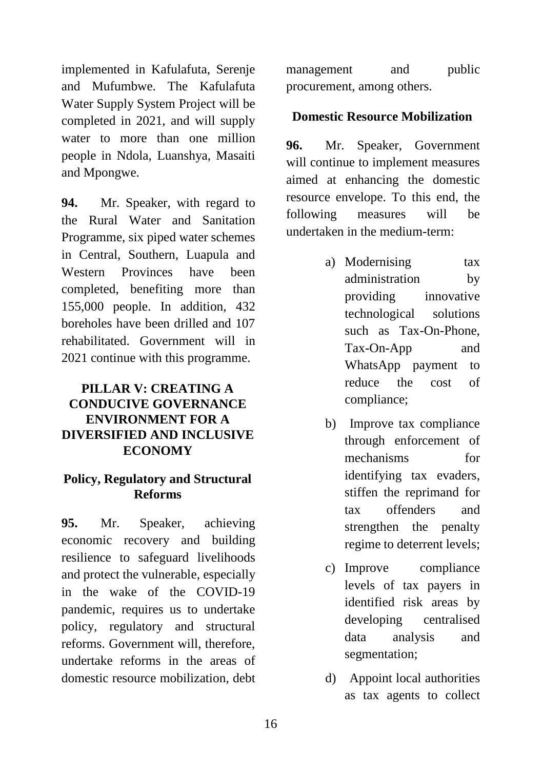implemented in Kafulafuta, Serenje and Mufumbwe. The Kafulafuta Water Supply System Project will be completed in 2021, and will supply water to more than one million people in Ndola, Luanshya, Masaiti and Mpongwe.

**94.** Mr. Speaker, with regard to the Rural Water and Sanitation Programme, six piped water schemes in Central, Southern, Luapula and Western Provinces have been completed, benefiting more than 155,000 people. In addition, 432 boreholes have been drilled and 107 rehabilitated. Government will in 2021 continue with this programme.

## PILLAR V: CREATING A CONDUCIVE GOVERNANCE ENVIRONMENT FOR A DIVERSIFIED AND INCLUSIVE ECONOMY

### Policy, Regulatory and Structural Reforms

**95.** Mr. Speaker, achieving economic recovery and building resilience to safeguard livelihoods and protect the vulnerable, especially in the wake of the COVID-19 pandemic, requires us to undertake policy, regulatory and structural reforms. Government will, therefore, undertake reforms in the areas of domestic resource mobilization, debt management and public procurement, among others.

### Domestic Resource Mobilization

**96.** Mr. Speaker, Government will continue to implement measures aimed at enhancing the domestic resource envelope. To this end, the following measures will be undertaken in the medium-term:

a) Modernising tax administration by providing innovative technological solutions such as Tax-On-Phone, Tax-On-App and WhatsApp payment to reduce the cost of compliance;

b) Improve tax compliance through enforcement of mechanisms for identifying tax evaders, stiffen the reprimand for tax offenders and strengthen the penalty regime to deterrent levels;

c) Improve compliance levels of tax payers in identified risk areas by developing centralised data analysis and segmentation;

d) Appoint local authorities as tax agents to collect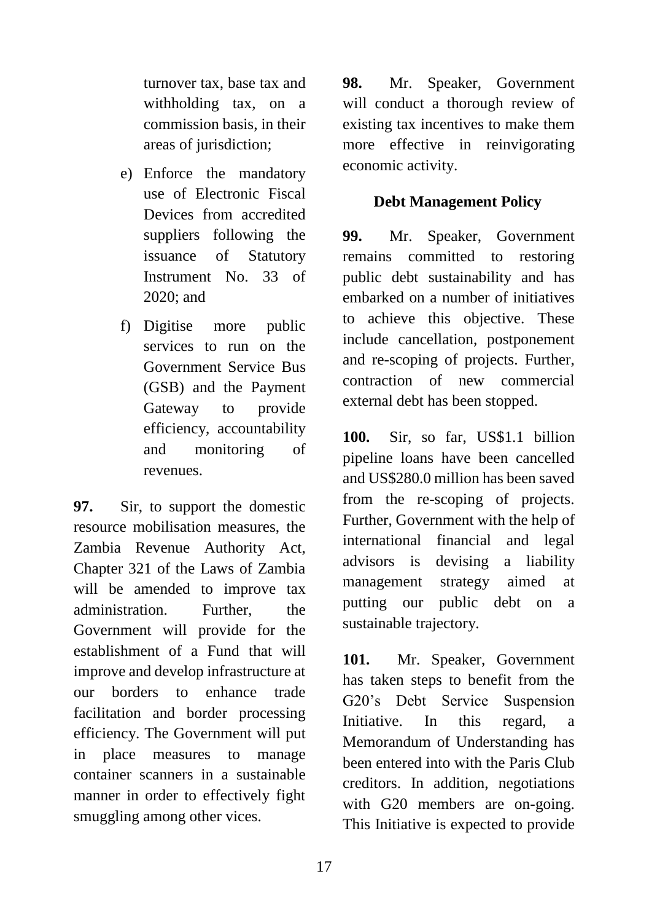turnover tax, base tax and withholding tax, on a commission basis, in their areas of jurisdiction;

e) Enforce the mandatory use of Electronic Fiscal Devices from accredited suppliers following the issuance of Statutory Instrument No. 33 of 2020; and

f) Digitise more public services to run on the Government Service Bus (GSB) and the Payment Gateway to provide efficiency, accountability and monitoring of revenues.

**97.** Sir, to support the domestic resource mobilisation measures, the Zambia Revenue Authority Act, Chapter 321 of the Laws of Zambia will be amended to improve tax administration. Further, the Government will provide for the establishment of a Fund that will improve and develop infrastructure at our borders to enhance trade facilitation and border processing efficiency. The Government will put in place measures to manage container scanners in a sustainable manner in order to effectively fight smuggling among other vices.

**98.** Mr. Speaker, Government will conduct a thorough review of existing tax incentives to make them more effective in reinvigorating economic activity.

### Debt Management Policy

**99.** Mr. Speaker, Government remains committed to restoring public debt sustainability and has embarked on a number of initiatives to achieve this objective. These include cancellation, postponement and re-scoping of projects. Further, contraction of new commercial external debt has been stopped.

**100.** Sir, so far, US$1.1 billion pipeline loans have been cancelled and US$280.0 million has been saved from the re-scoping of projects. Further, Government with the help of international financial and legal advisors is devising a liability management strategy aimed at putting our public debt on a sustainable trajectory.

**101.** Mr. Speaker, Government has taken steps to benefit from the G20's Debt Service Suspension Initiative. In this regard, a Memorandum of Understanding has been entered into with the Paris Club creditors. In addition, negotiations with G20 members are on-going. This Initiative is expected to provide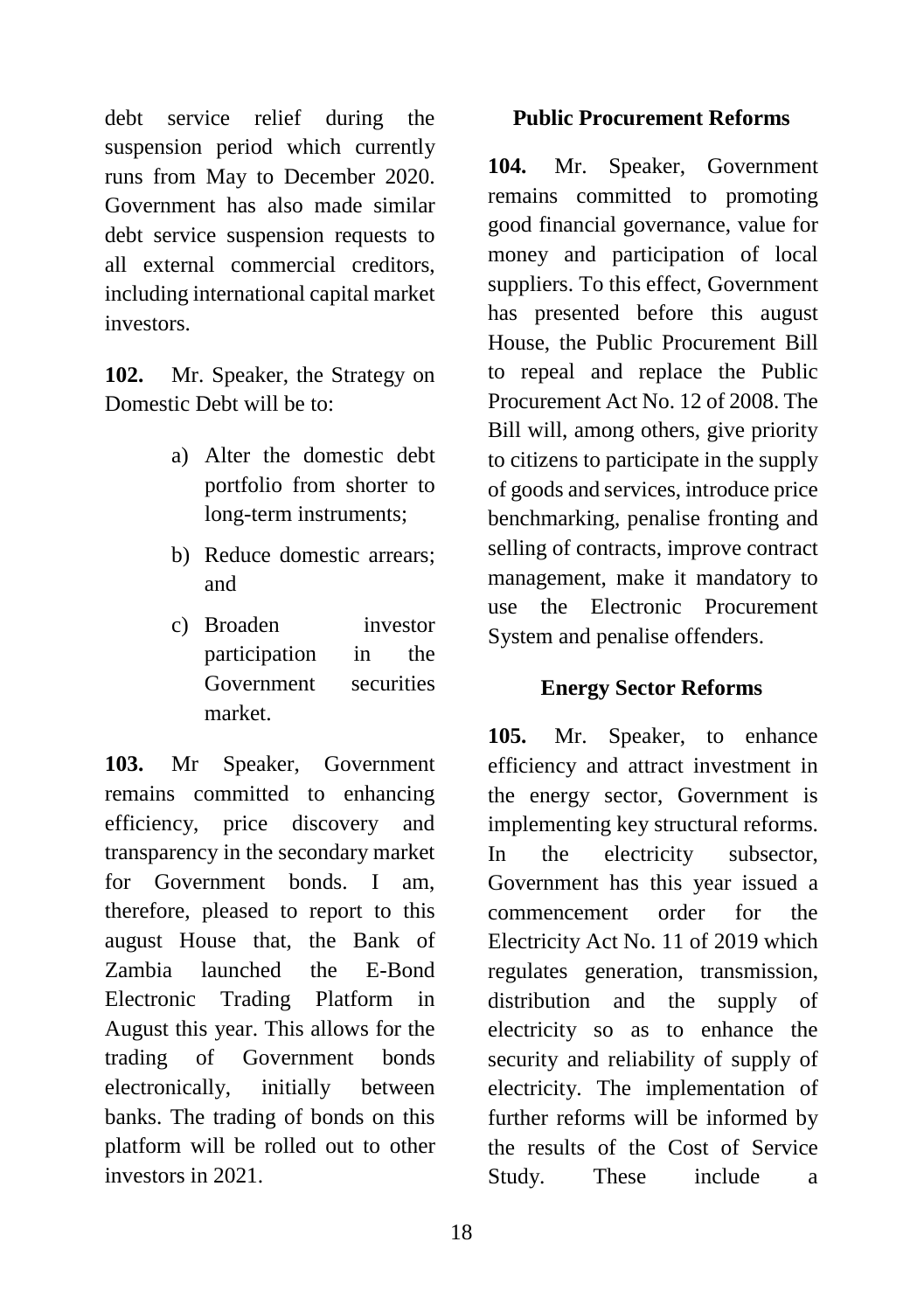debt service relief during the suspension period which currently runs from May to December 2020. Government has also made similar debt service suspension requests to all external commercial creditors, including international capital market investors.

**102.** Mr. Speaker, the Strategy on Domestic Debt will be to:

a) Alter the domestic debt portfolio from shorter to long-term instruments;

b) Reduce domestic arrears; and

c) Broaden investor participation in the Government securities market.

**103.** Mr Speaker, Government remains committed to enhancing efficiency, price discovery and transparency in the secondary market for Government bonds. I am, therefore, pleased to report to this august House that, the Bank of Zambia launched the E-Bond Electronic Trading Platform in August this year. This allows for the trading of Government bonds electronically, initially between banks. The trading of bonds on this platform will be rolled out to other investors in 2021.

### Public Procurement Reforms

**104.** Mr. Speaker, Government remains committed to promoting good financial governance, value for money and participation of local suppliers. To this effect, Government has presented before this august House, the Public Procurement Bill to repeal and replace the Public Procurement Act No. 12 of 2008. The Bill will, among others, give priority to citizens to participate in the supply of goods and services, introduce price benchmarking, penalise fronting and selling of contracts, improve contract management, make it mandatory to use the Electronic Procurement System and penalise offenders.

### Energy Sector Reforms

**105.** Mr. Speaker, to enhance efficiency and attract investment in the energy sector, Government is implementing key structural reforms. In the electricity subsector, Government has this year issued a commencement order for the Electricity Act No. 11 of 2019 which regulates generation, transmission, distribution and the supply of electricity so as to enhance the security and reliability of supply of electricity. The implementation of further reforms will be informed by the results of the Cost of Service Study. These include a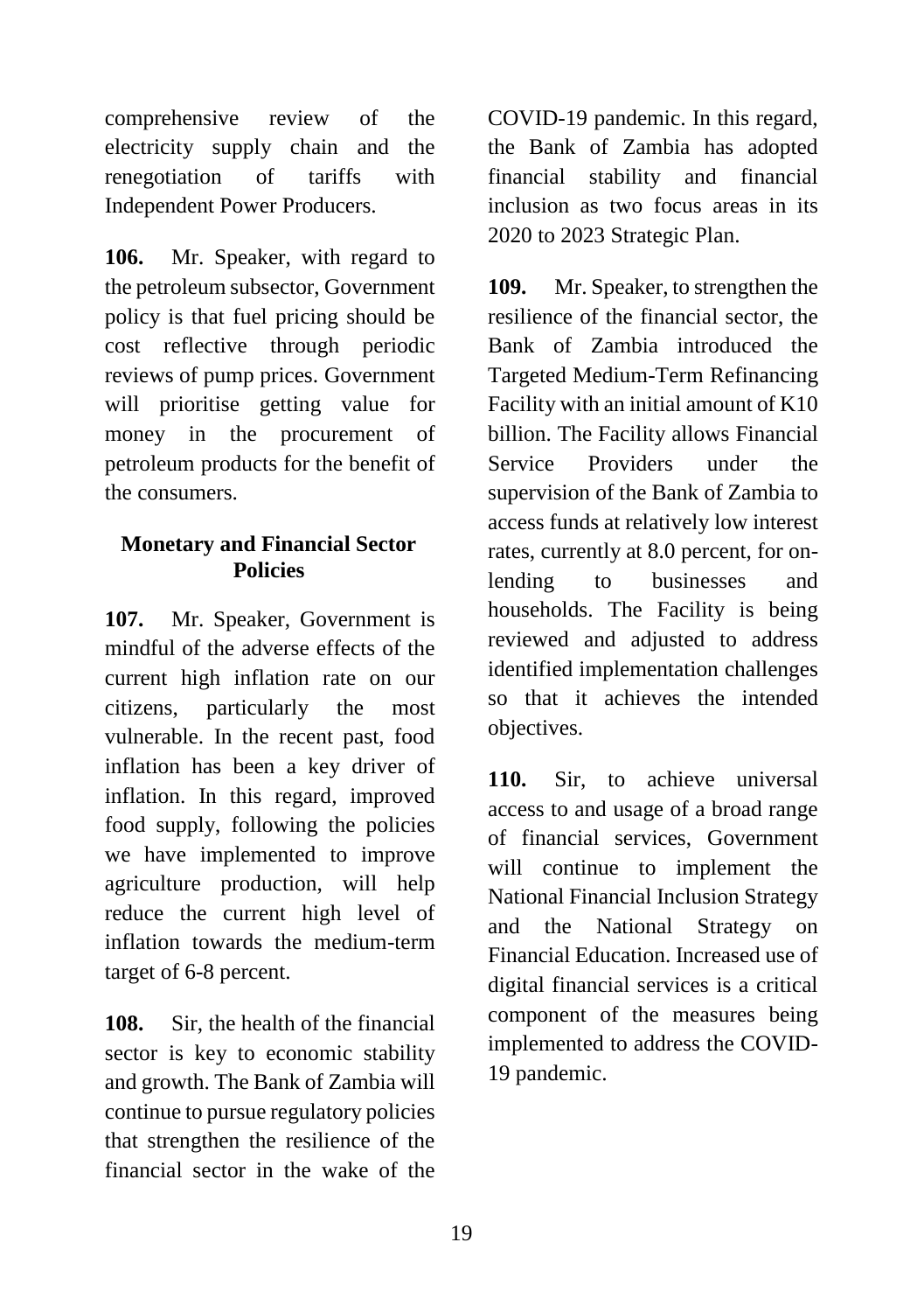comprehensive review of the electricity supply chain and the renegotiation of tariffs with Independent Power Producers.

**106.** Mr. Speaker, with regard to the petroleum subsector, Government policy is that fuel pricing should be cost reflective through periodic reviews of pump prices. Government will prioritise getting value for money in the procurement of petroleum products for the benefit of the consumers.

### Monetary and Financial Sector Policies

**107.** Mr. Speaker, Government is mindful of the adverse effects of the current high inflation rate on our citizens, particularly the most vulnerable. In the recent past, food inflation has been a key driver of inflation. In this regard, improved food supply, following the policies we have implemented to improve agriculture production, will help reduce the current high level of inflation towards the medium-term target of 6-8 percent.

**108.** Sir, the health of the financial sector is key to economic stability and growth. The Bank of Zambia will continue to pursue regulatory policies that strengthen the resilience of the financial sector in the wake of the COVID-19 pandemic. In this regard, the Bank of Zambia has adopted financial stability and financial inclusion as two focus areas in its 2020 to 2023 Strategic Plan.

**109.** Mr. Speaker, to strengthen the resilience of the financial sector, the Bank of Zambia introduced the Targeted Medium-Term Refinancing Facility with an initial amount of K10 billion. The Facility allows Financial Service Providers under the supervision of the Bank of Zambia to access funds at relatively low interest rates, currently at 8.0 percent, for on-lending to businesses and households. The Facility is being reviewed and adjusted to address identified implementation challenges so that it achieves the intended objectives.

**110.** Sir, to achieve universal access to and usage of a broad range of financial services, Government will continue to implement the National Financial Inclusion Strategy and the National Strategy on Financial Education. Increased use of digital financial services is a critical component of the measures being implemented to address the COVID-19 pandemic.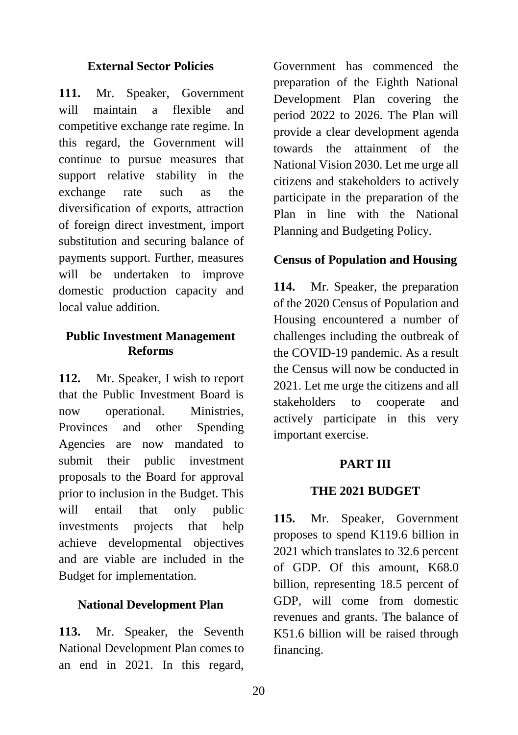### External Sector Policies

**111.** Mr. Speaker, Government will maintain a flexible and competitive exchange rate regime. In this regard, the Government will continue to pursue measures that support relative stability in the exchange rate such as the diversification of exports, attraction of foreign direct investment, import substitution and securing balance of payments support. Further, measures will be undertaken to improve domestic production capacity and local value addition.

### Public Investment Management Reforms

**112.** Mr. Speaker, I wish to report that the Public Investment Board is now operational. Ministries, Provinces and other Spending Agencies are now mandated to submit their public investment proposals to the Board for approval prior to inclusion in the Budget. This will entail that only public investments projects that help achieve developmental objectives and are viable are included in the Budget for implementation.

### National Development Plan

**113.** Mr. Speaker, the Seventh National Development Plan comes to an end in 2021. In this regard, Government has commenced the preparation of the Eighth National Development Plan covering the period 2022 to 2026. The Plan will provide a clear development agenda towards the attainment of the National Vision 2030. Let me urge all citizens and stakeholders to actively participate in the preparation of the Plan in line with the National Planning and Budgeting Policy.

### Census of Population and Housing

**114.** Mr. Speaker, the preparation of the 2020 Census of Population and Housing encountered a number of challenges including the outbreak of the COVID-19 pandemic. As a result the Census will now be conducted in 2021. Let me urge the citizens and all stakeholders to cooperate and actively participate in this very important exercise.

## PART III

## THE 2021 BUDGET

**115.** Mr. Speaker, Government proposes to spend K119.6 billion in 2021 which translates to 32.6 percent of GDP. Of this amount, K68.0 billion, representing 18.5 percent of GDP, will come from domestic revenues and grants. The balance of K51.6 billion will be raised through financing.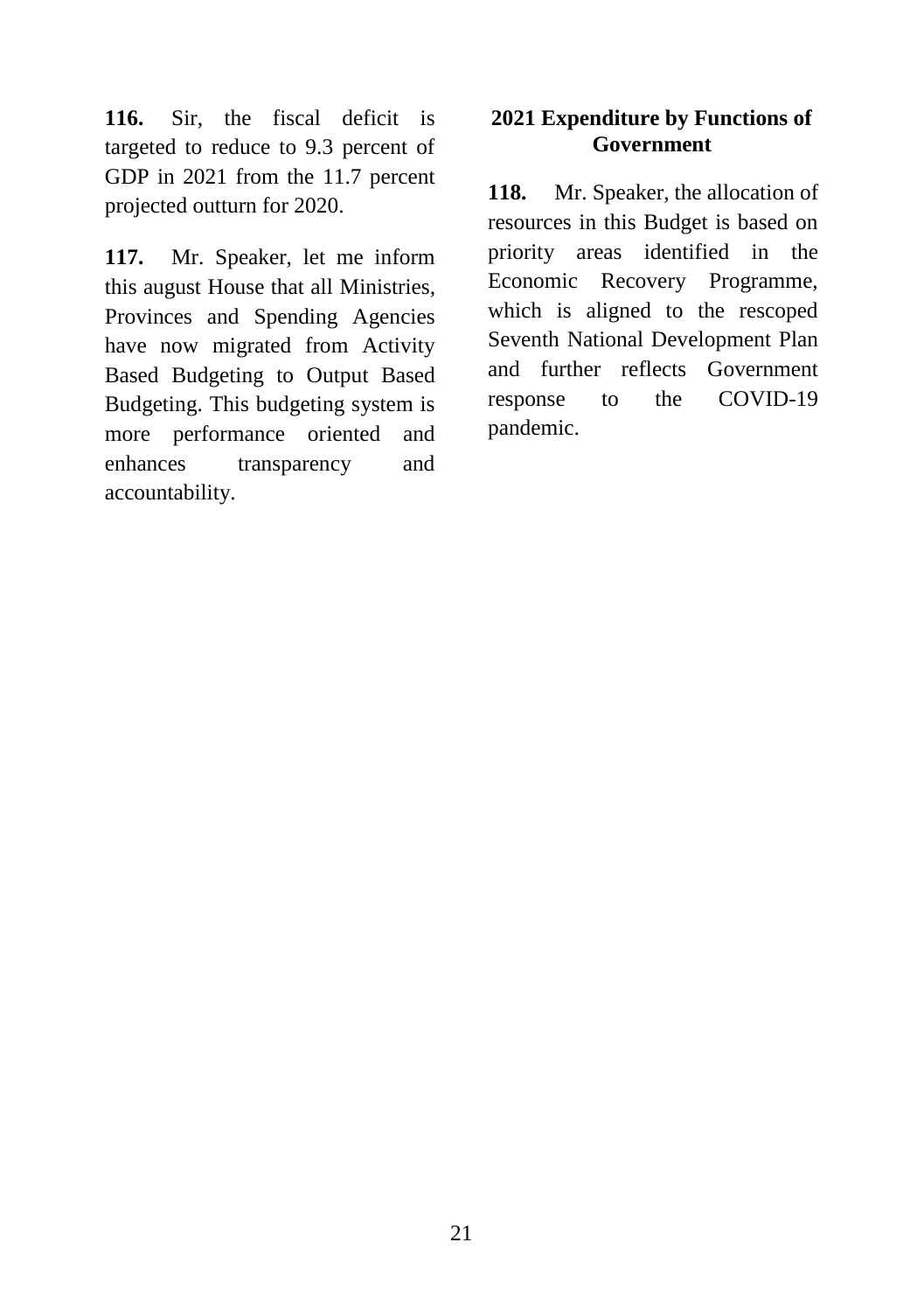**116.** Sir, the fiscal deficit is targeted to reduce to 9.3 percent of GDP in 2021 from the 11.7 percent projected outturn for 2020.

**117.** Mr. Speaker, let me inform this august House that all Ministries, Provinces and Spending Agencies have now migrated from Activity Based Budgeting to Output Based Budgeting. This budgeting system is more performance oriented and enhances transparency and accountability.

## 2021 Expenditure by Functions of Government

**118.** Mr. Speaker, the allocation of resources in this Budget is based on priority areas identified in the Economic Recovery Programme, which is aligned to the rescoped Seventh National Development Plan and further reflects Government response to the COVID-19 pandemic.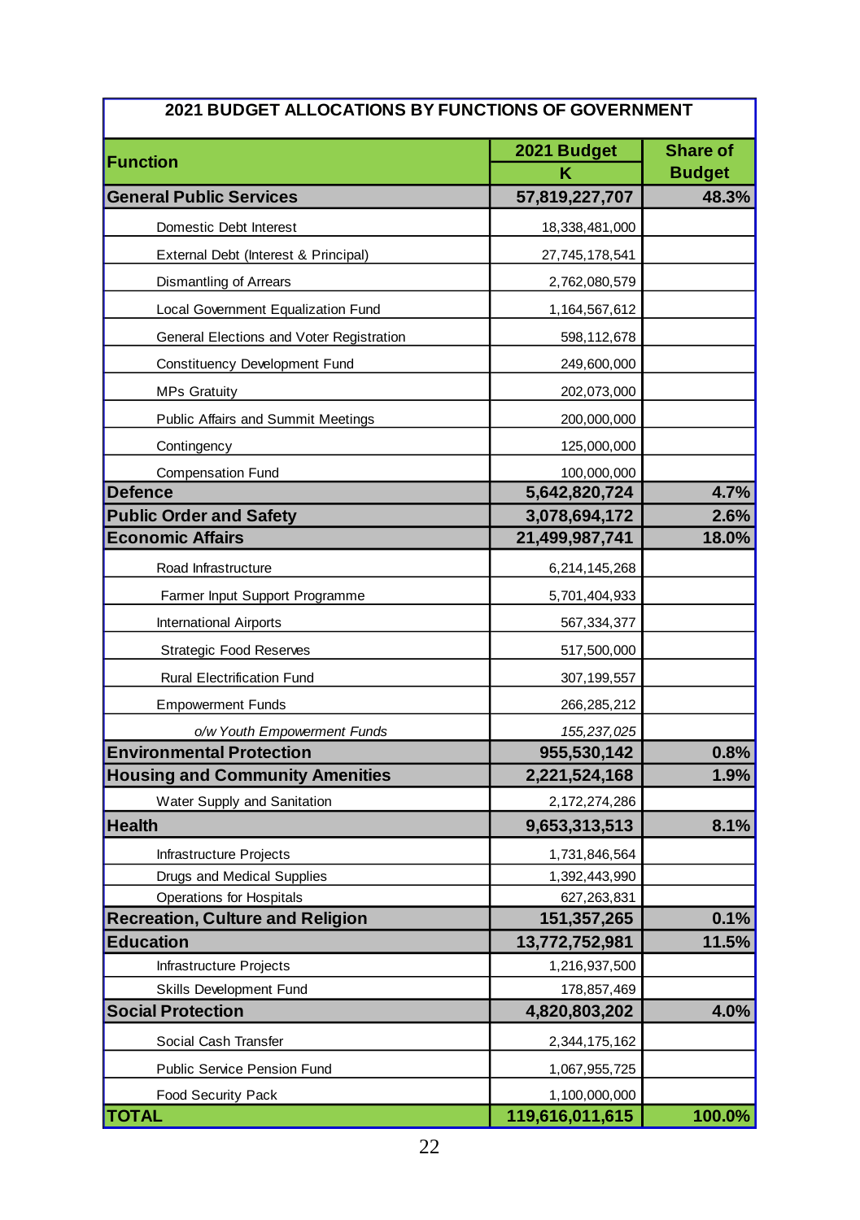| 2021 BUDGET ALLOCATIONS BY FUNCTIONS OF GOVERNMENT | | |
|---|---|---|
| **Function** | **2021 Budget K** | **Share of Budget** |
| **General Public Services** | **57,819,227,707** | **48.3%** |
| Domestic Debt Interest | 18,338,481,000 | |
| External Debt (Interest & Principal) | 27,745,178,541 | |
| Dismantling of Arrears | 2,762,080,579 | |
| Local Government Equalization Fund | 1,164,567,612 | |
| General Elections and Voter Registration | 598,112,678 | |
| Constituency Development Fund | 249,600,000 | |
| MPs Gratuity | 202,073,000 | |
| Public Affairs and Summit Meetings | 200,000,000 | |
| Contingency | 125,000,000 | |
| Compensation Fund | 100,000,000 | |
| **Defence** | **5,642,820,724** | **4.7%** |
| **Public Order and Safety** | **3,078,694,172** | **2.6%** |
| **Economic Affairs** | **21,499,987,741** | **18.0%** |
| Road Infrastructure | 6,214,145,268 | |
| Farmer Input Support Programme | 5,701,404,933 | |
| International Airports | 567,334,377 | |
| Strategic Food Reserves | 517,500,000 | |
| Rural Electrification Fund | 307,199,557 | |
| Empowerment Funds | 266,285,212 | |
| *o/w Youth Empowerment Funds* | *155,237,025* | |
| **Environmental Protection** | **955,530,142** | **0.8%** |
| **Housing and Community Amenities** | **2,221,524,168** | **1.9%** |
| Water Supply and Sanitation | 2,172,274,286 | |
| **Health** | **9,653,313,513** | **8.1%** |
| Infrastructure Projects | 1,731,846,564 | |
| Drugs and Medical Supplies | 1,392,443,990 | |
| Operations for Hospitals | 627,263,831 | |
| **Recreation, Culture and Religion** | **151,357,265** | **0.1%** |
| **Education** | **13,772,752,981** | **11.5%** |
| Infrastructure Projects | 1,216,937,500 | |
| Skills Development Fund | 178,857,469 | |
| **Social Protection** | **4,820,803,202** | **4.0%** |
| Social Cash Transfer | 2,344,175,162 | |
| Public Service Pension Fund | 1,067,955,725 | |
| Food Security Pack | 1,100,000,000 | |
| **TOTAL** | **119,616,011,615** | **100.0%** |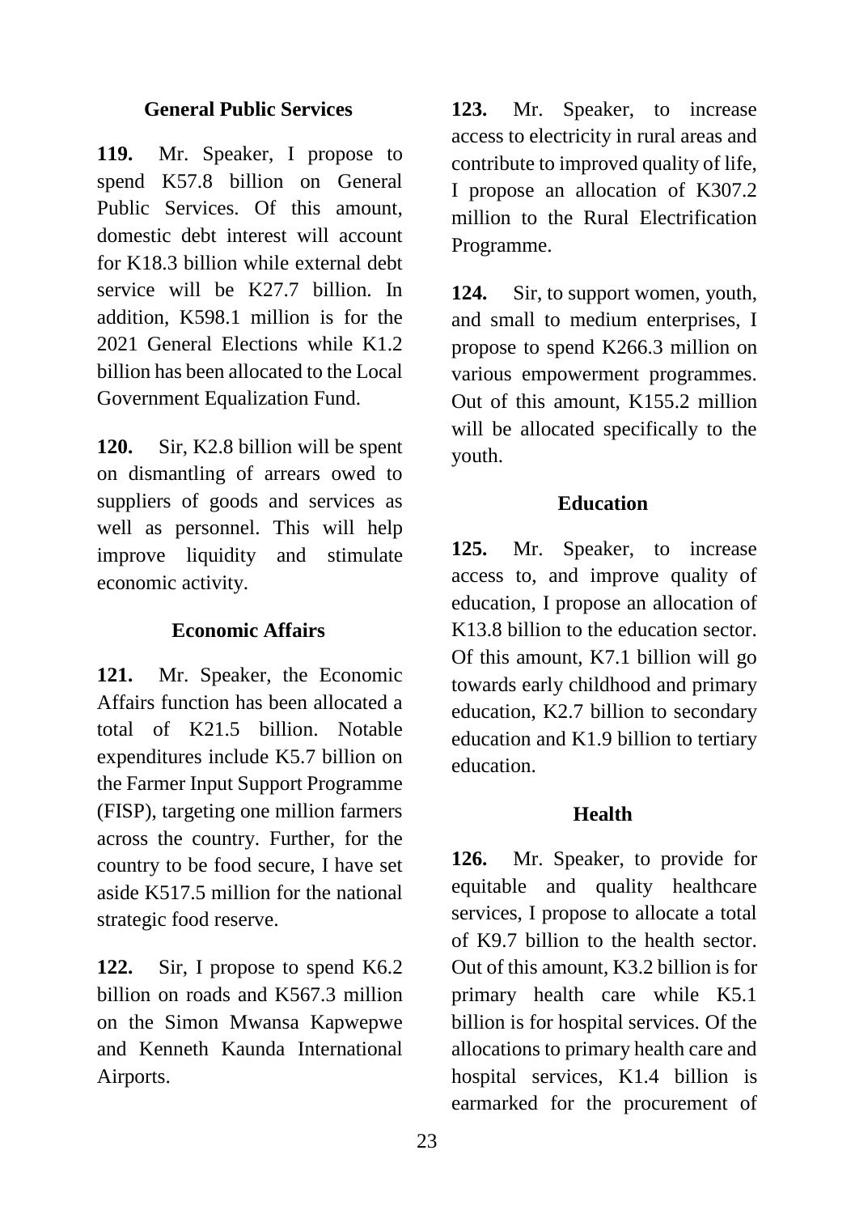### General Public Services

**119.** Mr. Speaker, I propose to spend K57.8 billion on General Public Services. Of this amount, domestic debt interest will account for K18.3 billion while external debt service will be K27.7 billion. In addition, K598.1 million is for the 2021 General Elections while K1.2 billion has been allocated to the Local Government Equalization Fund.

**120.** Sir, K2.8 billion will be spent on dismantling of arrears owed to suppliers of goods and services as well as personnel. This will help improve liquidity and stimulate economic activity.

### Economic Affairs

**121.** Mr. Speaker, the Economic Affairs function has been allocated a total of K21.5 billion. Notable expenditures include K5.7 billion on the Farmer Input Support Programme (FISP), targeting one million farmers across the country. Further, for the country to be food secure, I have set aside K517.5 million for the national strategic food reserve.

**122.** Sir, I propose to spend K6.2 billion on roads and K567.3 million on the Simon Mwansa Kapwepwe and Kenneth Kaunda International Airports.

**123.** Mr. Speaker, to increase access to electricity in rural areas and contribute to improved quality of life, I propose an allocation of K307.2 million to the Rural Electrification Programme.

**124.** Sir, to support women, youth, and small to medium enterprises, I propose to spend K266.3 million on various empowerment programmes. Out of this amount, K155.2 million will be allocated specifically to the youth.

### Education

**125.** Mr. Speaker, to increase access to, and improve quality of education, I propose an allocation of K13.8 billion to the education sector. Of this amount, K7.1 billion will go towards early childhood and primary education, K2.7 billion to secondary education and K1.9 billion to tertiary education.

### Health

**126.** Mr. Speaker, to provide for equitable and quality healthcare services, I propose to allocate a total of K9.7 billion to the health sector. Out of this amount, K3.2 billion is for primary health care while K5.1 billion is for hospital services. Of the allocations to primary health care and hospital services, K1.4 billion is earmarked for the procurement of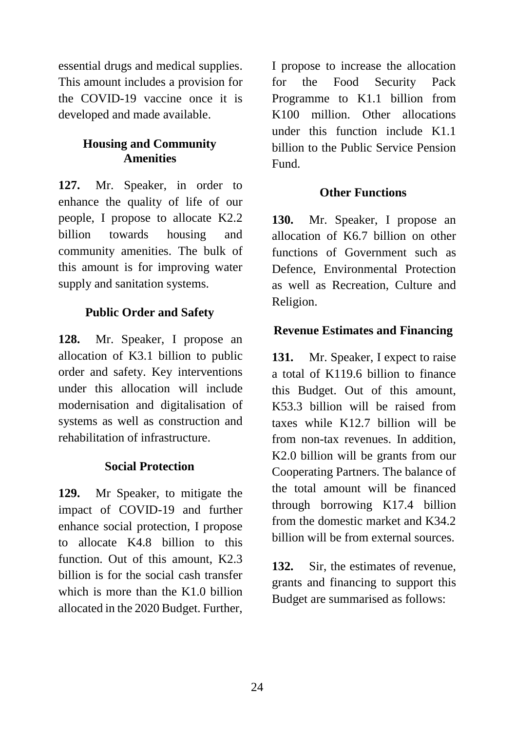essential drugs and medical supplies. This amount includes a provision for the COVID-19 vaccine once it is developed and made available.

### Housing and Community Amenities

**127.** Mr. Speaker, in order to enhance the quality of life of our people, I propose to allocate K2.2 billion towards housing and community amenities. The bulk of this amount is for improving water supply and sanitation systems.

### Public Order and Safety

**128.** Mr. Speaker, I propose an allocation of K3.1 billion to public order and safety. Key interventions under this allocation will include modernisation and digitalisation of systems as well as construction and rehabilitation of infrastructure.

### Social Protection

**129.** Mr Speaker, to mitigate the impact of COVID-19 and further enhance social protection, I propose to allocate K4.8 billion to this function. Out of this amount, K2.3 billion is for the social cash transfer which is more than the K1.0 billion allocated in the 2020 Budget. Further, I propose to increase the allocation for the Food Security Pack Programme to K1.1 billion from K100 million. Other allocations under this function include K1.1 billion to the Public Service Pension Fund.

### Other Functions

**130.** Mr. Speaker, I propose an allocation of K6.7 billion on other functions of Government such as Defence, Environmental Protection as well as Recreation, Culture and Religion.

### Revenue Estimates and Financing

**131.** Mr. Speaker, I expect to raise a total of K119.6 billion to finance this Budget. Out of this amount, K53.3 billion will be raised from taxes while K12.7 billion will be from non-tax revenues. In addition, K2.0 billion will be grants from our Cooperating Partners. The balance of the total amount will be financed through borrowing K17.4 billion from the domestic market and K34.2 billion will be from external sources.

**132.** Sir, the estimates of revenue, grants and financing to support this Budget are summarised as follows: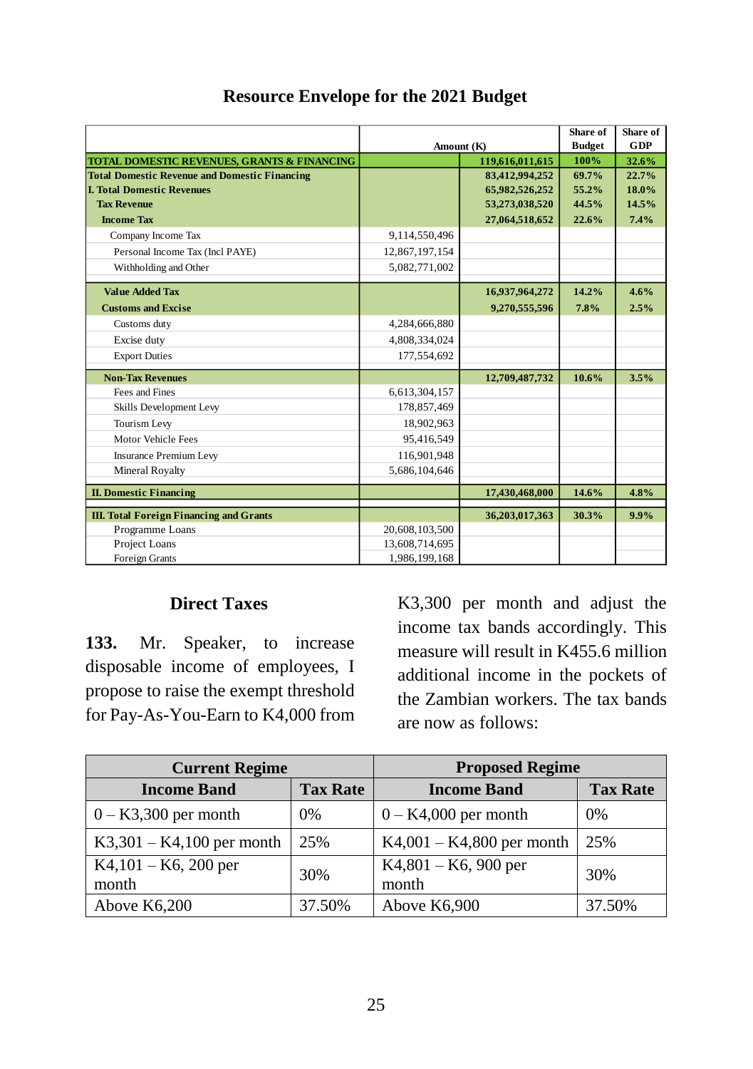## Resource Envelope for the 2021 Budget

| | Amount (K) | | Share of Budget | Share of GDP |
|---|---|---|---|---|
| **TOTAL DOMESTIC REVENUES, GRANTS & FINANCING** | | **119,616,011,615** | **100%** | **32.6%** |
| **Total Domestic Revenue and Domestic Financing** | | **83,412,994,252** | **69.7%** | **22.7%** |
| **I. Total Domestic Revenues** | | **65,982,526,252** | **55.2%** | **18.0%** |
| **Tax Revenue** | | **53,273,038,520** | **44.5%** | **14.5%** |
| **Income Tax** | | **27,064,518,652** | **22.6%** | **7.4%** |
| Company Income Tax | 9,114,550,496 | | | |
| Personal Income Tax (Incl PAYE) | 12,867,197,154 | | | |
| Withholding and Other | 5,082,771,002 | | | |
| **Value Added Tax** | | **16,937,964,272** | **14.2%** | **4.6%** |
| **Customs and Excise** | | **9,270,555,596** | **7.8%** | **2.5%** |
| Customs duty | 4,284,666,880 | | | |
| Excise duty | 4,808,334,024 | | | |
| Export Duties | 177,554,692 | | | |
| **Non-Tax Revenues** | | **12,709,487,732** | **10.6%** | **3.5%** |
| Fees and Fines | 6,613,304,157 | | | |
| Skills Development Levy | 178,857,469 | | | |
| Tourism Levy | 18,902,963 | | | |
| Motor Vehicle Fees | 95,416,549 | | | |
| Insurance Premium Levy | 116,901,948 | | | |
| Mineral Royalty | 5,686,104,646 | | | |
| **II. Domestic Financing** | | **17,430,468,000** | **14.6%** | **4.8%** |
| **III. Total Foreign Financing and Grants** | | **36,203,017,363** | **30.3%** | **9.9%** |
| Programme Loans | 20,608,103,500 | | | |
| Project Loans | 13,608,714,695 | | | |
| Foreign Grants | 1,986,199,168 | | | |

### Direct Taxes

**133.** Mr. Speaker, to increase disposable income of employees, I propose to raise the exempt threshold for Pay-As-You-Earn to K4,000 from K3,300 per month and adjust the income tax bands accordingly. This measure will result in K455.6 million additional income in the pockets of the Zambian workers. The tax bands are now as follows:

| Current Regime | | Proposed Regime | |
|---|---|---|---|
| **Income Band** | **Tax Rate** | **Income Band** | **Tax Rate** |
| 0 – K3,300 per month | 0% | 0 – K4,000 per month | 0% |
| K3,301 – K4,100 per month | 25% | K4,001 – K4,800 per month | 25% |
| K4,101 – K6, 200 per month | 30% | K4,801 – K6, 900 per month | 30% |
| Above K6,200 | 37.50% | Above K6,900 | 37.50% |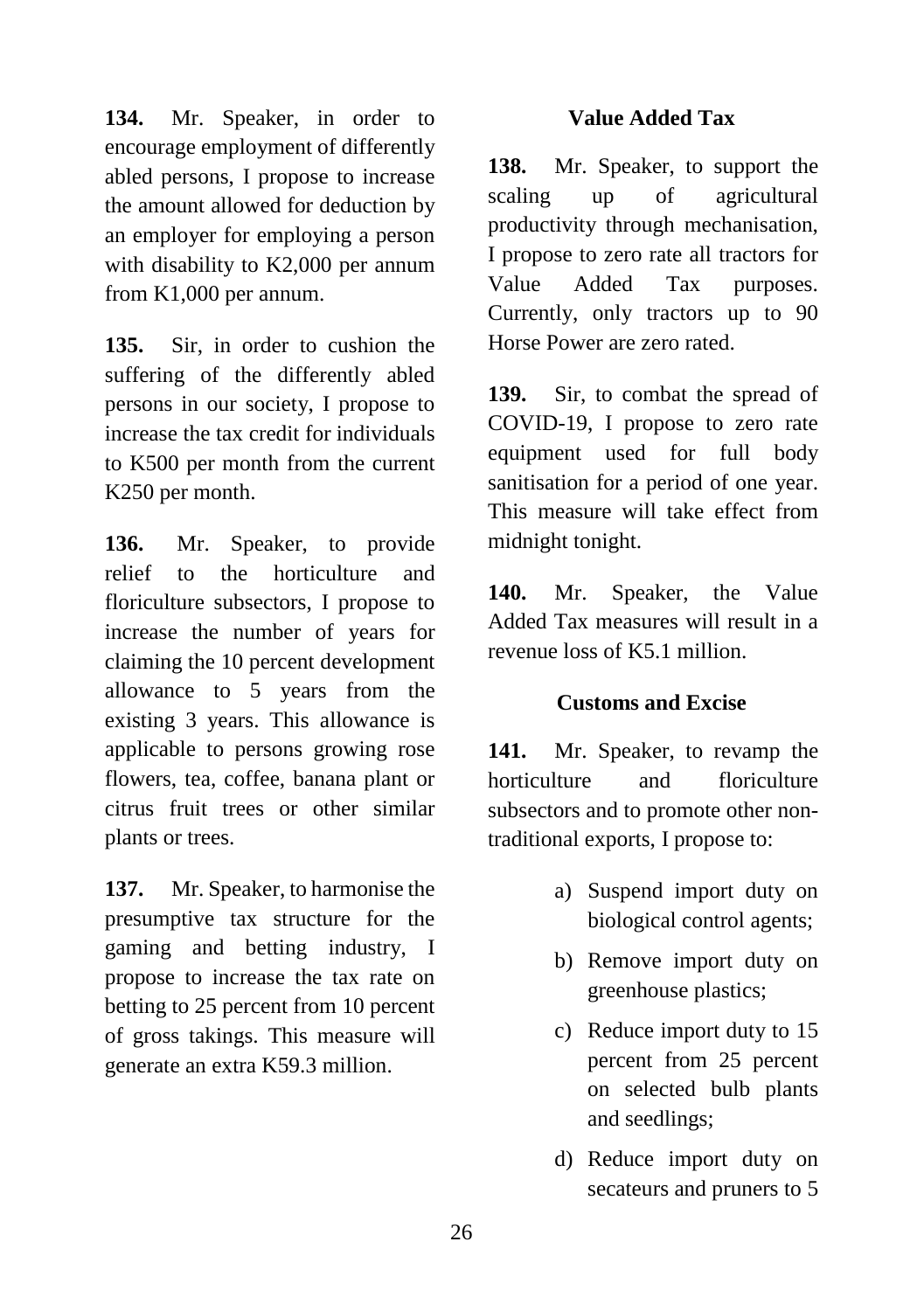**134.** Mr. Speaker, in order to encourage employment of differently abled persons, I propose to increase the amount allowed for deduction by an employer for employing a person with disability to K2,000 per annum from K1,000 per annum.

**135.** Sir, in order to cushion the suffering of the differently abled persons in our society, I propose to increase the tax credit for individuals to K500 per month from the current K250 per month.

**136.** Mr. Speaker, to provide relief to the horticulture and floriculture subsectors, I propose to increase the number of years for claiming the 10 percent development allowance to 5 years from the existing 3 years. This allowance is applicable to persons growing rose flowers, tea, coffee, banana plant or citrus fruit trees or other similar plants or trees.

**137.** Mr. Speaker, to harmonise the presumptive tax structure for the gaming and betting industry, I propose to increase the tax rate on betting to 25 percent from 10 percent of gross takings. This measure will generate an extra K59.3 million.

### Value Added Tax

**138.** Mr. Speaker, to support the scaling up of agricultural productivity through mechanisation, I propose to zero rate all tractors for Value Added Tax purposes. Currently, only tractors up to 90 Horse Power are zero rated.

**139.** Sir, to combat the spread of COVID-19, I propose to zero rate equipment used for full body sanitisation for a period of one year. This measure will take effect from midnight tonight.

**140.** Mr. Speaker, the Value Added Tax measures will result in a revenue loss of K5.1 million.

### Customs and Excise

**141.** Mr. Speaker, to revamp the horticulture and floriculture subsectors and to promote other non-traditional exports, I propose to:

a) Suspend import duty on biological control agents;

b) Remove import duty on greenhouse plastics;

c) Reduce import duty to 15 percent from 25 percent on selected bulb plants and seedlings;

d) Reduce import duty on secateurs and pruners to 5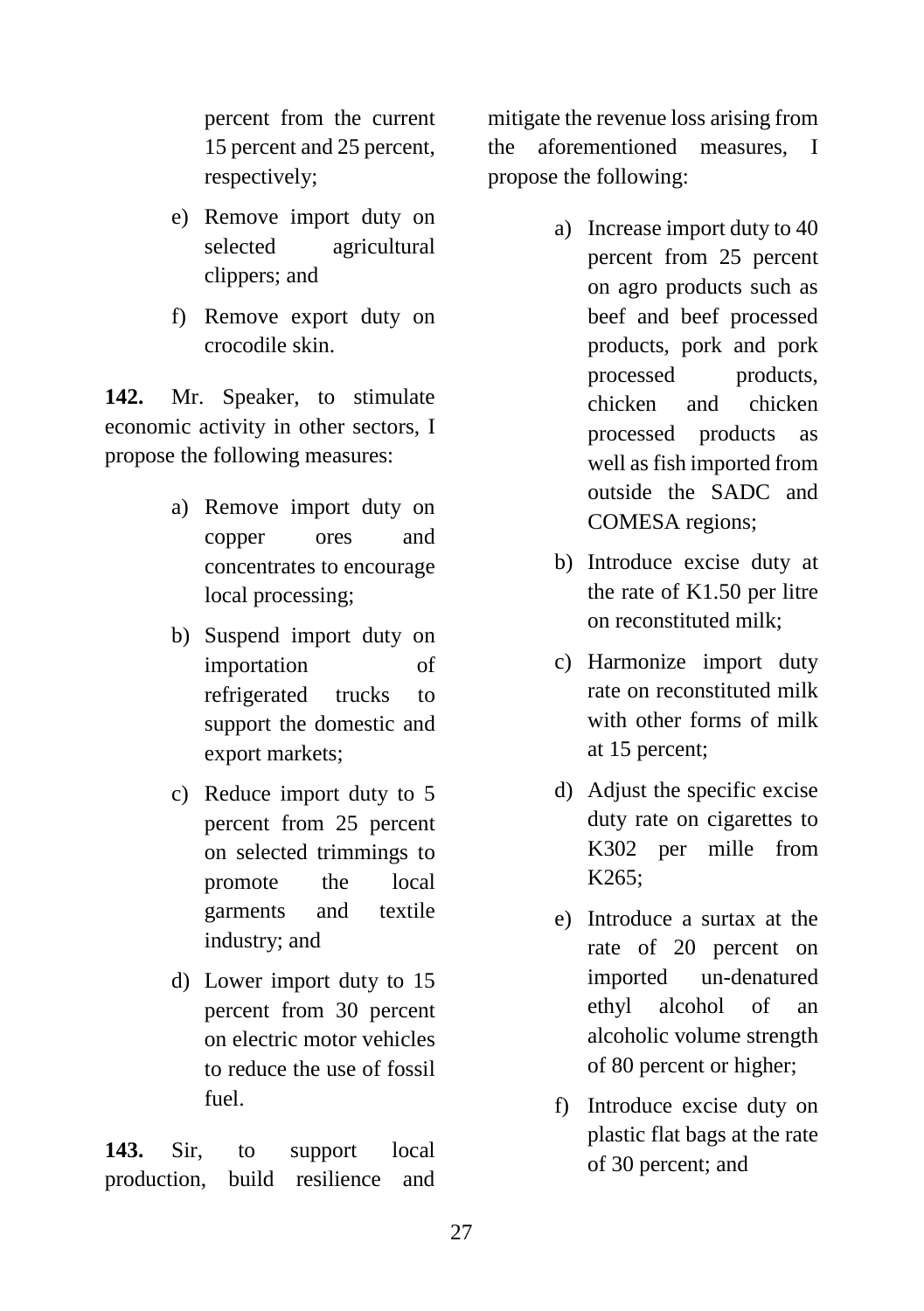percent from the current 15 percent and 25 percent, respectively;

e) Remove import duty on selected agricultural clippers; and

f) Remove export duty on crocodile skin.

**142.** Mr. Speaker, to stimulate economic activity in other sectors, I propose the following measures:

a) Remove import duty on copper ores and concentrates to encourage local processing;

b) Suspend import duty on importation of refrigerated trucks to support the domestic and export markets;

c) Reduce import duty to 5 percent from 25 percent on selected trimmings to promote the local garments and textile industry; and

d) Lower import duty to 15 percent from 30 percent on electric motor vehicles to reduce the use of fossil fuel.

**143.** Sir, to support local production, build resilience and mitigate the revenue loss arising from the aforementioned measures, I propose the following:

a) Increase import duty to 40 percent from 25 percent on agro products such as beef and beef processed products, pork and pork processed products, chicken and chicken processed products as well as fish imported from outside the SADC and COMESA regions;

b) Introduce excise duty at the rate of K1.50 per litre on reconstituted milk;

c) Harmonize import duty rate on reconstituted milk with other forms of milk at 15 percent;

d) Adjust the specific excise duty rate on cigarettes to K302 per mille from K265;

e) Introduce a surtax at the rate of 20 percent on imported un-denatured ethyl alcohol of an alcoholic volume strength of 80 percent or higher;

f) Introduce excise duty on plastic flat bags at the rate of 30 percent; and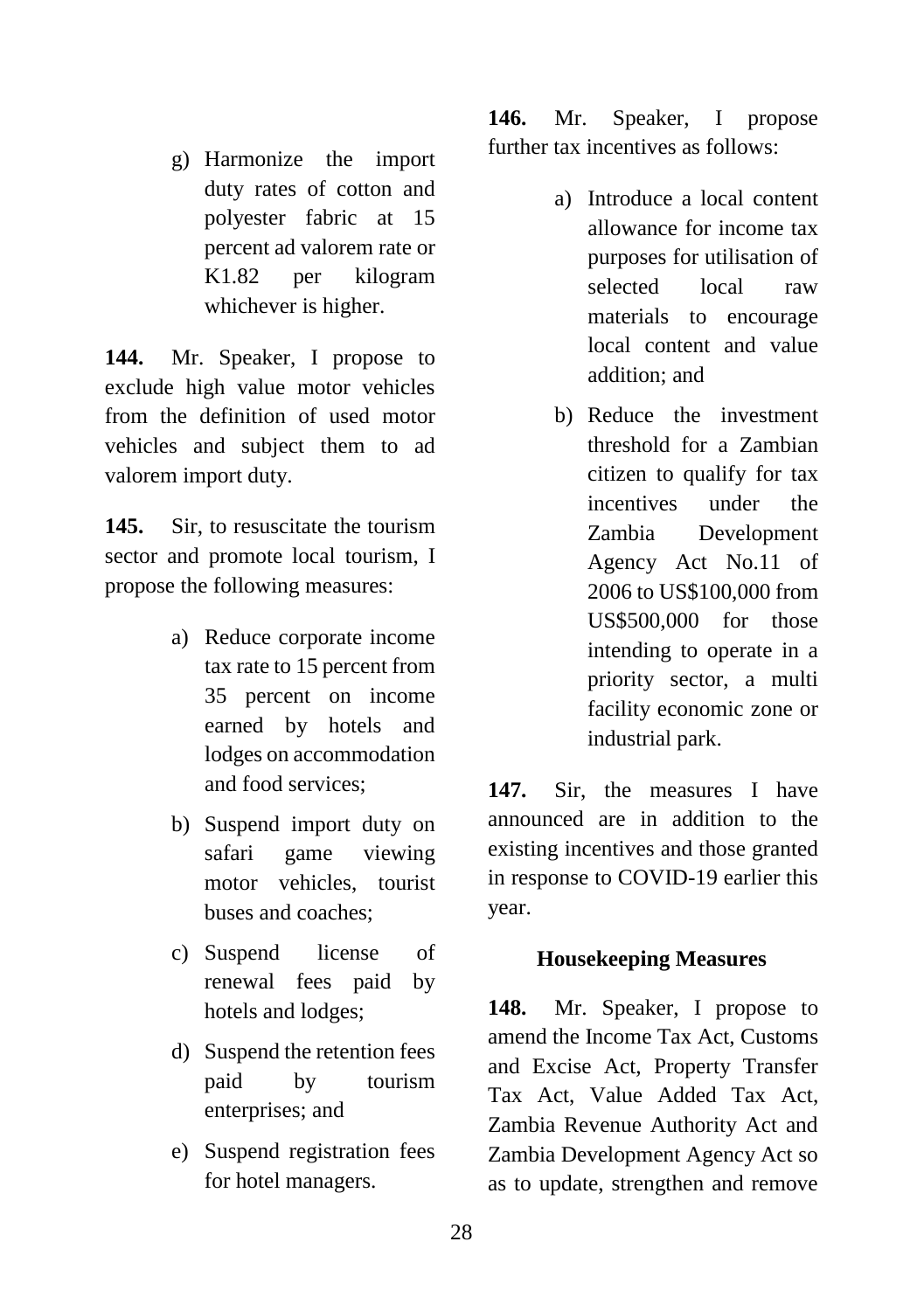g) Harmonize the import duty rates of cotton and polyester fabric at 15 percent ad valorem rate or K1.82 per kilogram whichever is higher.

**144.** Mr. Speaker, I propose to exclude high value motor vehicles from the definition of used motor vehicles and subject them to ad valorem import duty.

**145.** Sir, to resuscitate the tourism sector and promote local tourism, I propose the following measures:

a) Reduce corporate income tax rate to 15 percent from 35 percent on income earned by hotels and lodges on accommodation and food services;

b) Suspend import duty on safari game viewing motor vehicles, tourist buses and coaches;

c) Suspend license of renewal fees paid by hotels and lodges;

d) Suspend the retention fees paid by tourism enterprises; and

e) Suspend registration fees for hotel managers.

**146.** Mr. Speaker, I propose further tax incentives as follows:

a) Introduce a local content allowance for income tax purposes for utilisation of selected local raw materials to encourage local content and value addition; and

b) Reduce the investment threshold for a Zambian citizen to qualify for tax incentives under the Zambia Development Agency Act No.11 of 2006 to US$100,000 from US$500,000 for those intending to operate in a priority sector, a multi facility economic zone or industrial park.

**147.** Sir, the measures I have announced are in addition to the existing incentives and those granted in response to COVID-19 earlier this year.

### Housekeeping Measures

**148.** Mr. Speaker, I propose to amend the Income Tax Act, Customs and Excise Act, Property Transfer Tax Act, Value Added Tax Act, Zambia Revenue Authority Act and Zambia Development Agency Act so as to update, strengthen and remove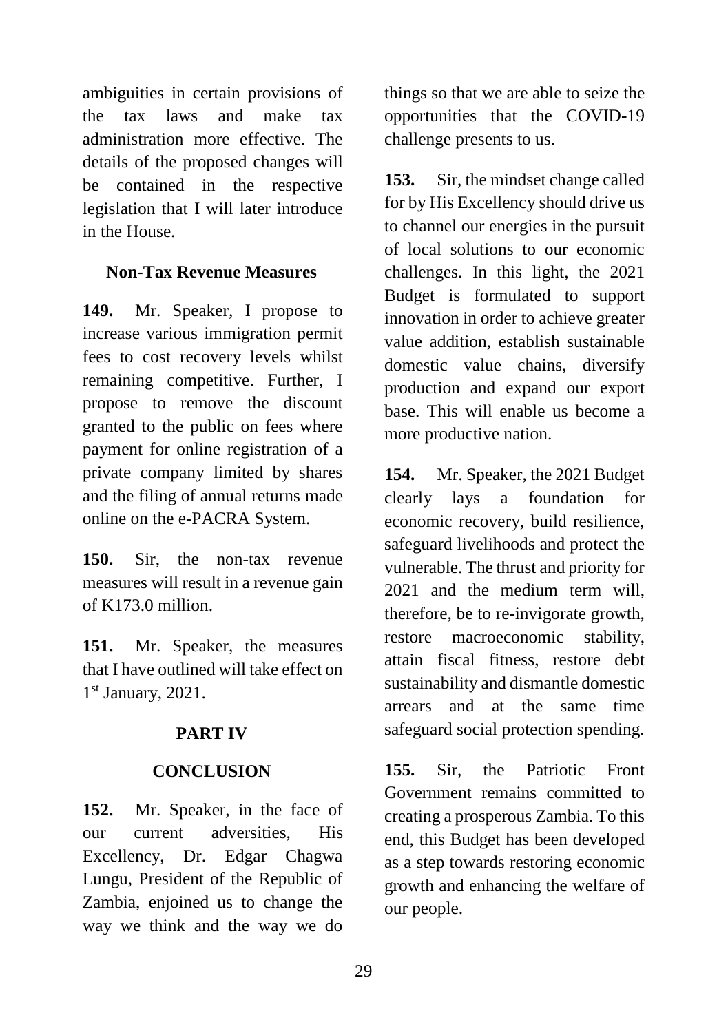ambiguities in certain provisions of the tax laws and make tax administration more effective. The details of the proposed changes will be contained in the respective legislation that I will later introduce in the House.

### Non-Tax Revenue Measures

**149.** Mr. Speaker, I propose to increase various immigration permit fees to cost recovery levels whilst remaining competitive. Further, I propose to remove the discount granted to the public on fees where payment for online registration of a private company limited by shares and the filing of annual returns made online on the e-PACRA System.

**150.** Sir, the non-tax revenue measures will result in a revenue gain of K173.0 million.

**151.** Mr. Speaker, the measures that I have outlined will take effect on 1st January, 2021.

## PART IV

## CONCLUSION

**152.** Mr. Speaker, in the face of our current adversities, His Excellency, Dr. Edgar Chagwa Lungu, President of the Republic of Zambia, enjoined us to change the way we think and the way we do things so that we are able to seize the opportunities that the COVID-19 challenge presents to us.

**153.** Sir, the mindset change called for by His Excellency should drive us to channel our energies in the pursuit of local solutions to our economic challenges. In this light, the 2021 Budget is formulated to support innovation in order to achieve greater value addition, establish sustainable domestic value chains, diversify production and expand our export base. This will enable us become a more productive nation.

**154.** Mr. Speaker, the 2021 Budget clearly lays a foundation for economic recovery, build resilience, safeguard livelihoods and protect the vulnerable. The thrust and priority for 2021 and the medium term will, therefore, be to re-invigorate growth, restore macroeconomic stability, attain fiscal fitness, restore debt sustainability and dismantle domestic arrears and at the same time safeguard social protection spending.

**155.** Sir, the Patriotic Front Government remains committed to creating a prosperous Zambia. To this end, this Budget has been developed as a step towards restoring economic growth and enhancing the welfare of our people.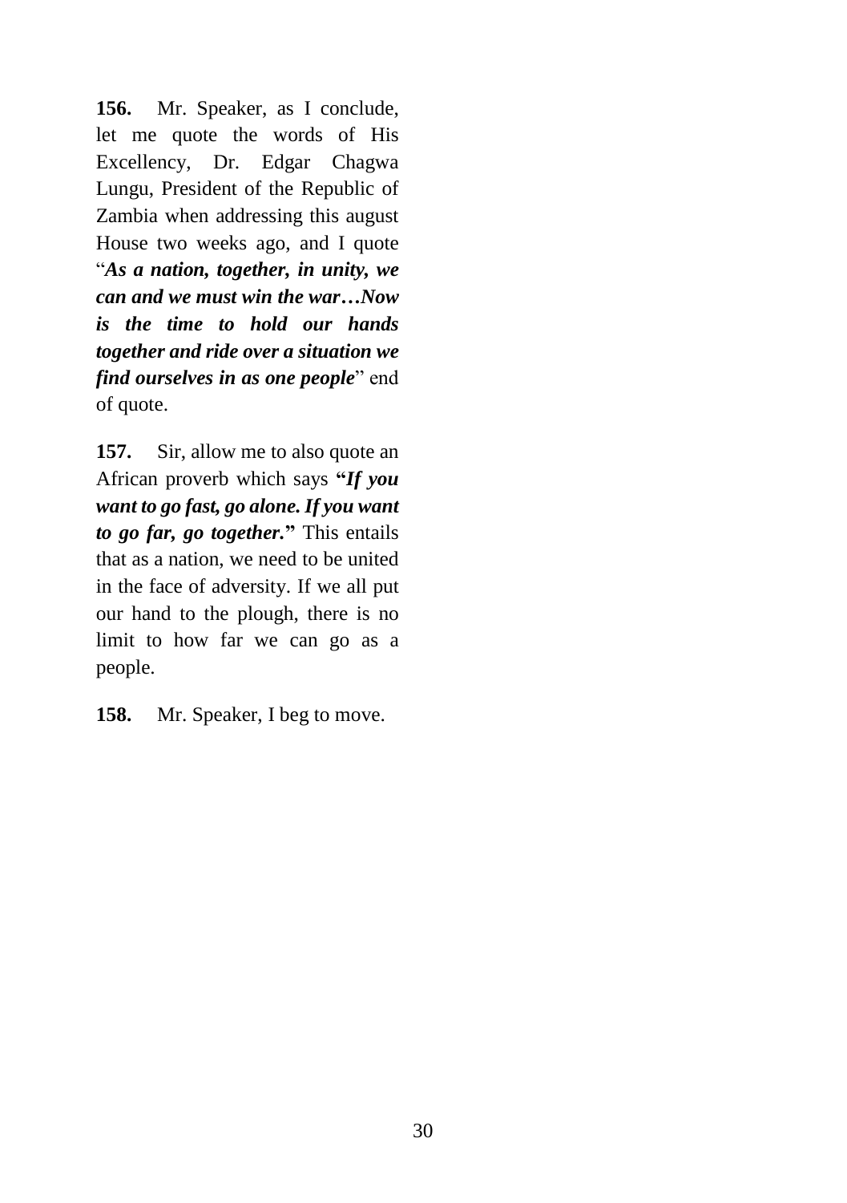**156.** Mr. Speaker, as I conclude, let me quote the words of His Excellency, Dr. Edgar Chagwa Lungu, President of the Republic of Zambia when addressing this august House two weeks ago, and I quote "***As a nation, together, in unity, we can and we must win the war…Now is the time to hold our hands together and ride over a situation we find ourselves in as one people***" end of quote.

**157.** Sir, allow me to also quote an African proverb which says **"*If you want to go fast, go alone. If you want to go far, go together.*"** This entails that as a nation, we need to be united in the face of adversity. If we all put our hand to the plough, there is no limit to how far we can go as a people.

**158.** Mr. Speaker, I beg to move.